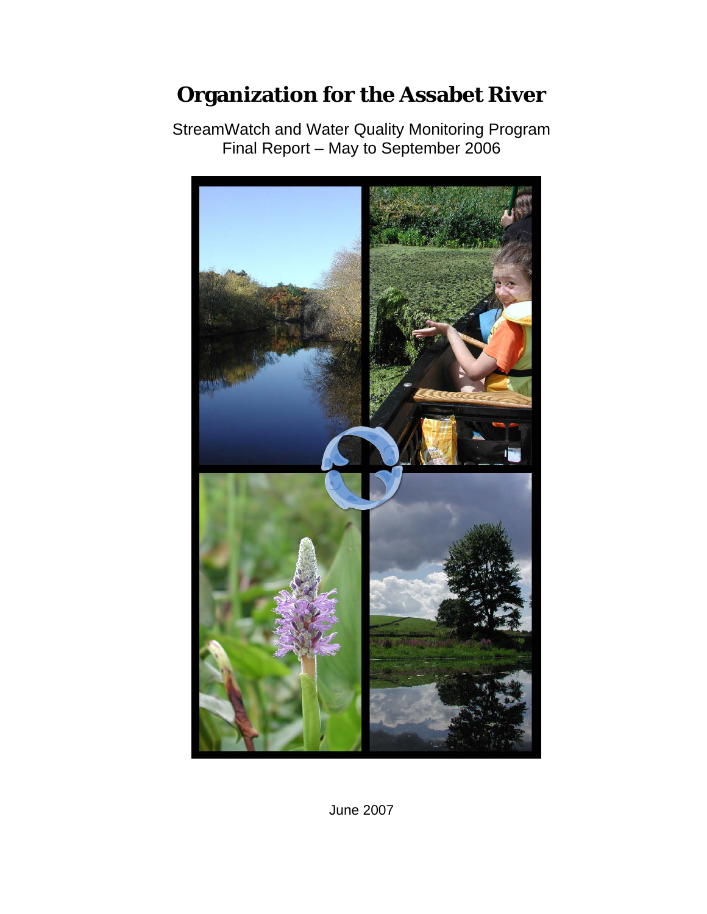# Organization for the Assabet River

StreamWatch and Water Quality Monitoring Program
Final Report – May to September 2006

June 2007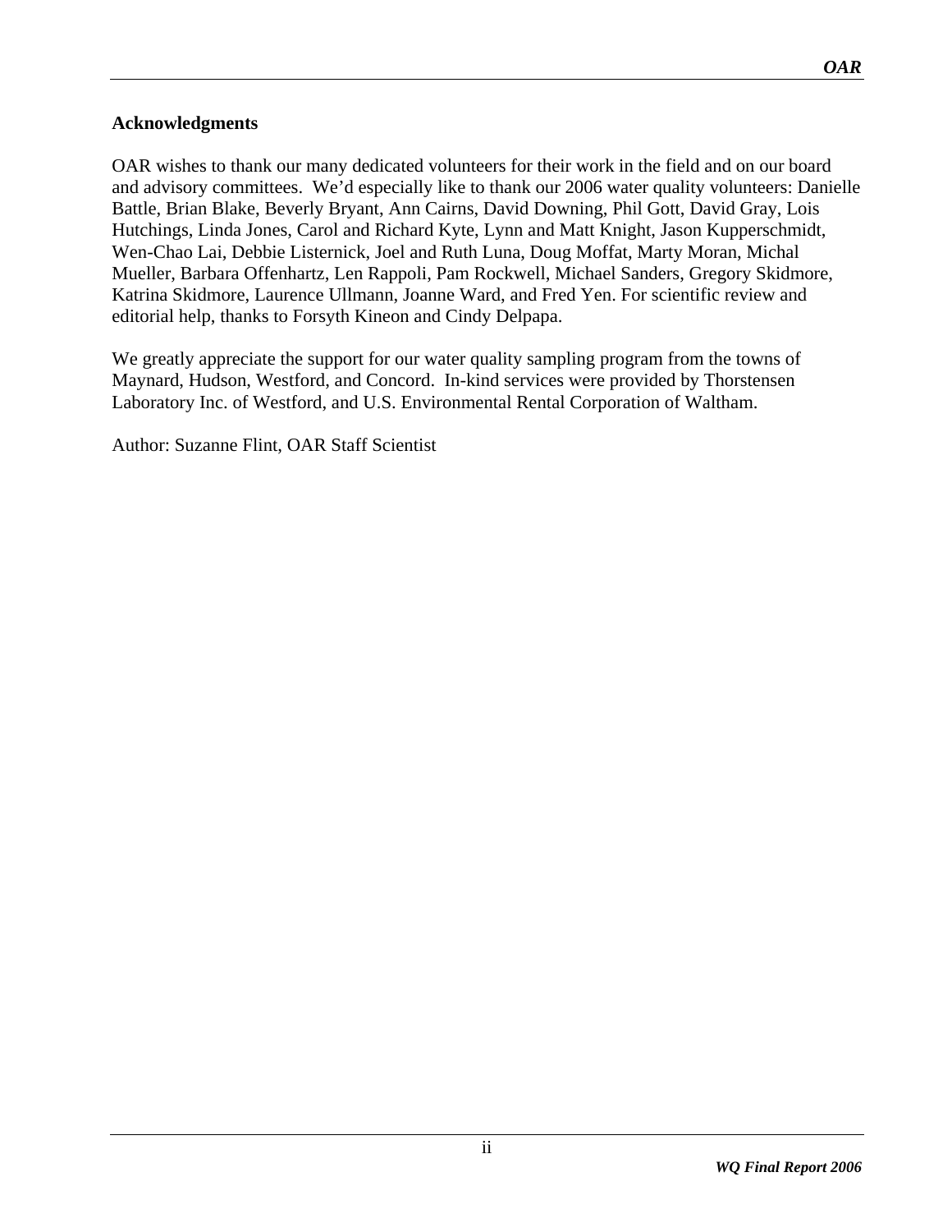## Acknowledgments

OAR wishes to thank our many dedicated volunteers for their work in the field and on our board and advisory committees. We'd especially like to thank our 2006 water quality volunteers: Danielle Battle, Brian Blake, Beverly Bryant, Ann Cairns, David Downing, Phil Gott, David Gray, Lois Hutchings, Linda Jones, Carol and Richard Kyte, Lynn and Matt Knight, Jason Kupperschmidt, Wen-Chao Lai, Debbie Listernick, Joel and Ruth Luna, Doug Moffat, Marty Moran, Michal Mueller, Barbara Offenhartz, Len Rappoli, Pam Rockwell, Michael Sanders, Gregory Skidmore, Katrina Skidmore, Laurence Ullmann, Joanne Ward, and Fred Yen. For scientific review and editorial help, thanks to Forsyth Kineon and Cindy Delpapa.

We greatly appreciate the support for our water quality sampling program from the towns of Maynard, Hudson, Westford, and Concord. In-kind services were provided by Thorstensen Laboratory Inc. of Westford, and U.S. Environmental Rental Corporation of Waltham.

Author: Suzanne Flint, OAR Staff Scientist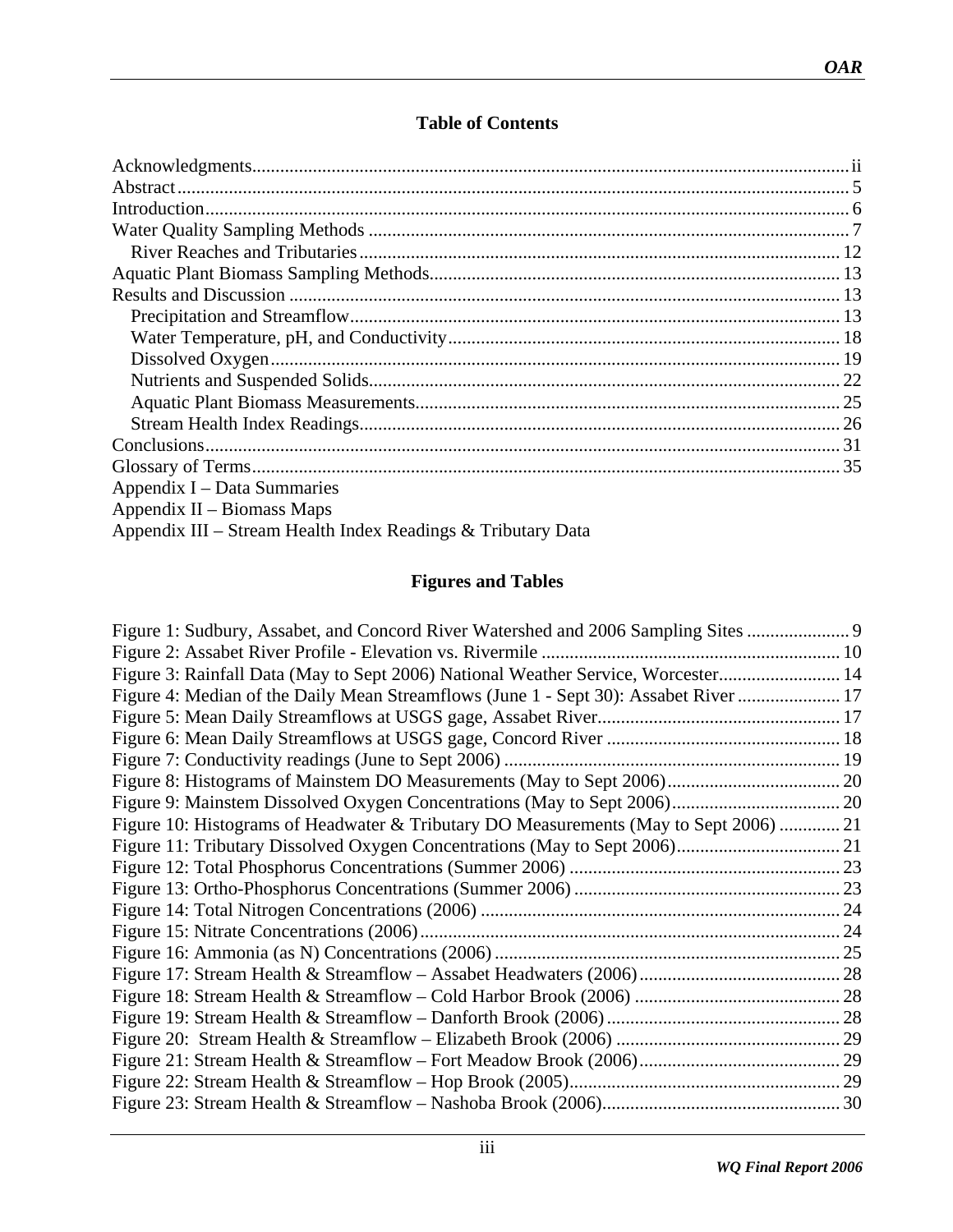## Table of Contents

Acknowledgments .............................................................. ii
Abstract .............................................................. 5
Introduction .............................................................. 6
Water Quality Sampling Methods .............................................................. 7
  River Reaches and Tributaries .............................................................. 12
Aquatic Plant Biomass Sampling Methods .............................................................. 13
Results and Discussion .............................................................. 13
  Precipitation and Streamflow .............................................................. 13
  Water Temperature, pH, and Conductivity .............................................................. 18
  Dissolved Oxygen .............................................................. 19
  Nutrients and Suspended Solids .............................................................. 22
  Aquatic Plant Biomass Measurements .............................................................. 25
  Stream Health Index Readings .............................................................. 26
Conclusions .............................................................. 31
Glossary of Terms .............................................................. 35
Appendix I – Data Summaries
Appendix II – Biomass Maps
Appendix III – Stream Health Index Readings & Tributary Data

## Figures and Tables

Figure 1: Sudbury, Assabet, and Concord River Watershed and 2006 Sampling Sites .............. 9
Figure 2: Assabet River Profile - Elevation vs. Rivermile .............................................................. 10
Figure 3: Rainfall Data (May to Sept 2006) National Weather Service, Worcester .............. 14
Figure 4: Median of the Daily Mean Streamflows (June 1 - Sept 30): Assabet River .............. 17
Figure 5: Mean Daily Streamflows at USGS gage, Assabet River .............................................................. 17
Figure 6: Mean Daily Streamflows at USGS gage, Concord River .............................................................. 18
Figure 7: Conductivity readings (June to Sept 2006) .............................................................. 19
Figure 8: Histograms of Mainstem DO Measurements (May to Sept 2006) .............................................................. 20
Figure 9: Mainstem Dissolved Oxygen Concentrations (May to Sept 2006) .............................................................. 20
Figure 10: Histograms of Headwater & Tributary DO Measurements (May to Sept 2006) .............. 21
Figure 11: Tributary Dissolved Oxygen Concentrations (May to Sept 2006) .............................................................. 21
Figure 12: Total Phosphorus Concentrations (Summer 2006) .............................................................. 23
Figure 13: Ortho-Phosphorus Concentrations (Summer 2006) .............................................................. 23
Figure 14: Total Nitrogen Concentrations (2006) .............................................................. 24
Figure 15: Nitrate Concentrations (2006) .............................................................. 24
Figure 16: Ammonia (as N) Concentrations (2006) .............................................................. 25
Figure 17: Stream Health & Streamflow – Assabet Headwaters (2006) .............................................................. 28
Figure 18: Stream Health & Streamflow – Cold Harbor Brook (2006) .............................................................. 28
Figure 19: Stream Health & Streamflow – Danforth Brook (2006) .............................................................. 28
Figure 20: Stream Health & Streamflow – Elizabeth Brook (2006) .............................................................. 29
Figure 21: Stream Health & Streamflow – Fort Meadow Brook (2006) .............................................................. 29
Figure 22: Stream Health & Streamflow – Hop Brook (2005) .............................................................. 29
Figure 23: Stream Health & Streamflow – Nashoba Brook (2006) .............................................................. 30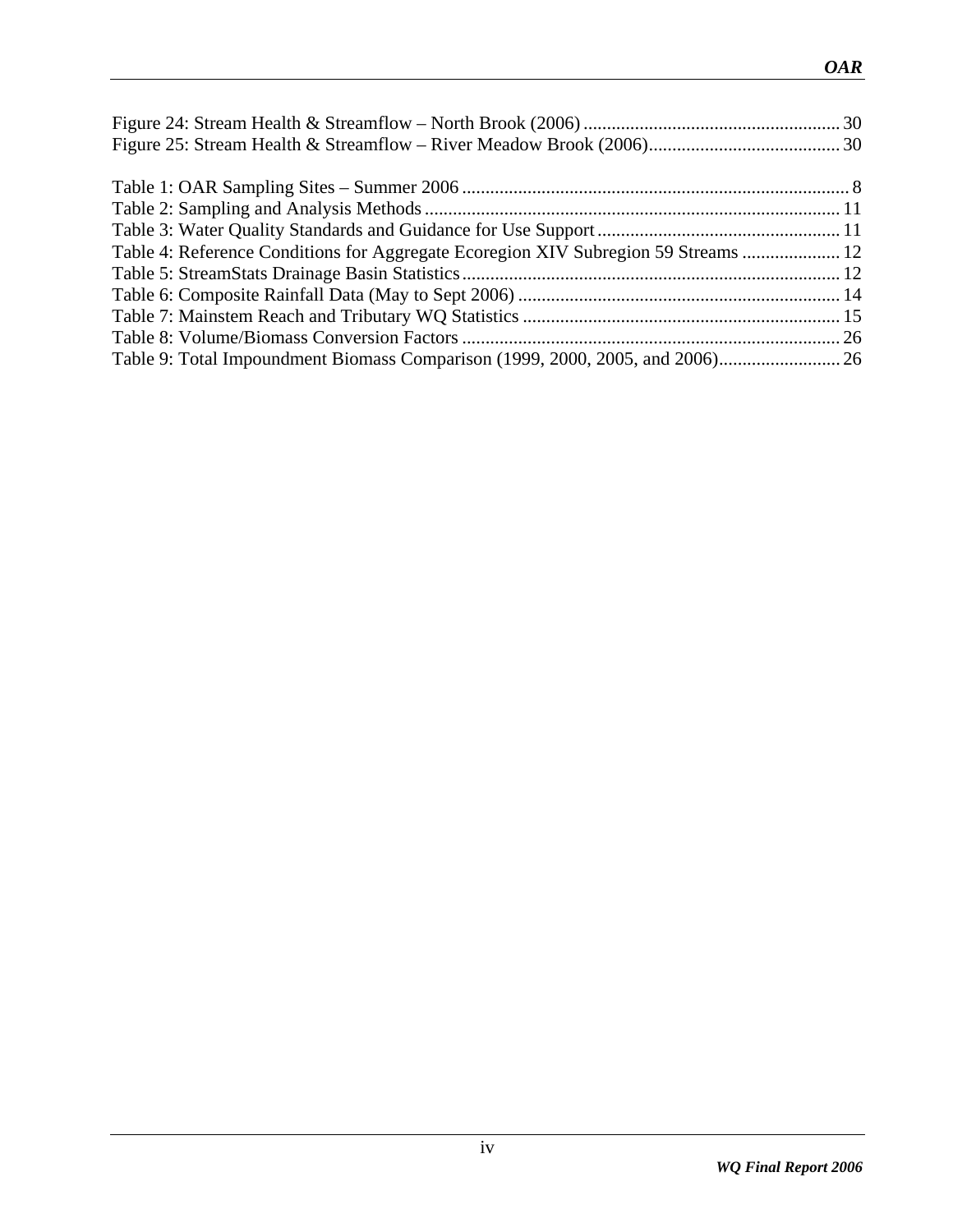Figure 24: Stream Health & Streamflow – North Brook (2006) ....................................................... 30
Figure 25: Stream Health & Streamflow – River Meadow Brook (2006)......................................... 30

Table 1: OAR Sampling Sites – Summer 2006 .................................................................................. 8
Table 2: Sampling and Analysis Methods ........................................................................................ 11
Table 3: Water Quality Standards and Guidance for Use Support .................................................... 11
Table 4: Reference Conditions for Aggregate Ecoregion XIV Subregion 59 Streams ..................... 12
Table 5: StreamStats Drainage Basin Statistics ................................................................................ 12
Table 6: Composite Rainfall Data (May to Sept 2006) ..................................................................... 14
Table 7: Mainstem Reach and Tributary WQ Statistics .................................................................... 15
Table 8: Volume/Biomass Conversion Factors ................................................................................. 26
Table 9: Total Impoundment Biomass Comparison (1999, 2000, 2005, and 2006).......................... 26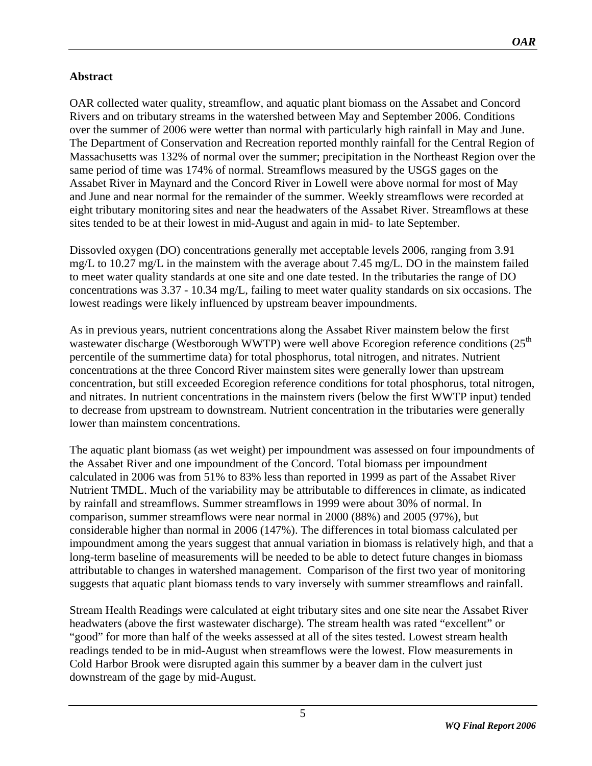## Abstract

OAR collected water quality, streamflow, and aquatic plant biomass on the Assabet and Concord Rivers and on tributary streams in the watershed between May and September 2006. Conditions over the summer of 2006 were wetter than normal with particularly high rainfall in May and June. The Department of Conservation and Recreation reported monthly rainfall for the Central Region of Massachusetts was 132% of normal over the summer; precipitation in the Northeast Region over the same period of time was 174% of normal. Streamflows measured by the USGS gages on the Assabet River in Maynard and the Concord River in Lowell were above normal for most of May and June and near normal for the remainder of the summer. Weekly streamflows were recorded at eight tributary monitoring sites and near the headwaters of the Assabet River. Streamflows at these sites tended to be at their lowest in mid-August and again in mid- to late September.

Dissovled oxygen (DO) concentrations generally met acceptable levels 2006, ranging from 3.91 mg/L to 10.27 mg/L in the mainstem with the average about 7.45 mg/L. DO in the mainstem failed to meet water quality standards at one site and one date tested. In the tributaries the range of DO concentrations was 3.37 - 10.34 mg/L, failing to meet water quality standards on six occasions. The lowest readings were likely influenced by upstream beaver impoundments.

As in previous years, nutrient concentrations along the Assabet River mainstem below the first wastewater discharge (Westborough WWTP) were well above Ecoregion reference conditions ($25^{th}$ percentile of the summertime data) for total phosphorus, total nitrogen, and nitrates. Nutrient concentrations at the three Concord River mainstem sites were generally lower than upstream concentration, but still exceeded Ecoregion reference conditions for total phosphorus, total nitrogen, and nitrates. In nutrient concentrations in the mainstem rivers (below the first WWTP input) tended to decrease from upstream to downstream. Nutrient concentration in the tributaries were generally lower than mainstem concentrations.

The aquatic plant biomass (as wet weight) per impoundment was assessed on four impoundments of the Assabet River and one impoundment of the Concord. Total biomass per impoundment calculated in 2006 was from 51% to 83% less than reported in 1999 as part of the Assabet River Nutrient TMDL. Much of the variability may be attributable to differences in climate, as indicated by rainfall and streamflows. Summer streamflows in 1999 were about 30% of normal. In comparison, summer streamflows were near normal in 2000 (88%) and 2005 (97%), but considerable higher than normal in 2006 (147%). The differences in total biomass calculated per impoundment among the years suggest that annual variation in biomass is relatively high, and that a long-term baseline of measurements will be needed to be able to detect future changes in biomass attributable to changes in watershed management. Comparison of the first two year of monitoring suggests that aquatic plant biomass tends to vary inversely with summer streamflows and rainfall.

Stream Health Readings were calculated at eight tributary sites and one site near the Assabet River headwaters (above the first wastewater discharge). The stream health was rated "excellent" or "good" for more than half of the weeks assessed at all of the sites tested. Lowest stream health readings tended to be in mid-August when streamflows were the lowest. Flow measurements in Cold Harbor Brook were disrupted again this summer by a beaver dam in the culvert just downstream of the gage by mid-August.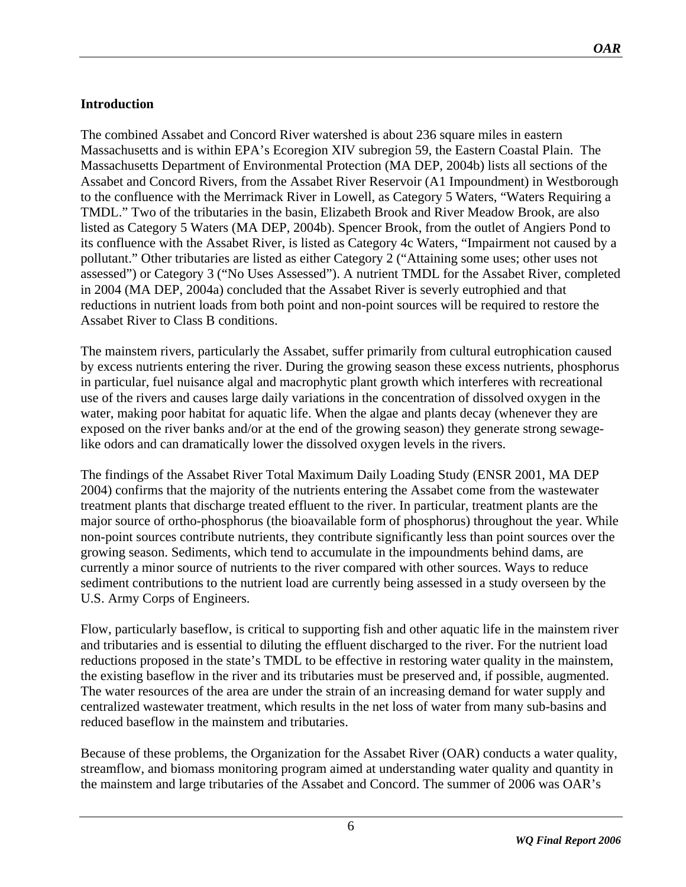**Introduction**

The combined Assabet and Concord River watershed is about 236 square miles in eastern Massachusetts and is within EPA's Ecoregion XIV subregion 59, the Eastern Coastal Plain. The Massachusetts Department of Environmental Protection (MA DEP, 2004b) lists all sections of the Assabet and Concord Rivers, from the Assabet River Reservoir (A1 Impoundment) in Westborough to the confluence with the Merrimack River in Lowell, as Category 5 Waters, "Waters Requiring a TMDL." Two of the tributaries in the basin, Elizabeth Brook and River Meadow Brook, are also listed as Category 5 Waters (MA DEP, 2004b). Spencer Brook, from the outlet of Angiers Pond to its confluence with the Assabet River, is listed as Category 4c Waters, "Impairment not caused by a pollutant." Other tributaries are listed as either Category 2 ("Attaining some uses; other uses not assessed") or Category 3 ("No Uses Assessed"). A nutrient TMDL for the Assabet River, completed in 2004 (MA DEP, 2004a) concluded that the Assabet River is severly eutrophied and that reductions in nutrient loads from both point and non-point sources will be required to restore the Assabet River to Class B conditions.

The mainstem rivers, particularly the Assabet, suffer primarily from cultural eutrophication caused by excess nutrients entering the river. During the growing season these excess nutrients, phosphorus in particular, fuel nuisance algal and macrophytic plant growth which interferes with recreational use of the rivers and causes large daily variations in the concentration of dissolved oxygen in the water, making poor habitat for aquatic life. When the algae and plants decay (whenever they are exposed on the river banks and/or at the end of the growing season) they generate strong sewage-like odors and can dramatically lower the dissolved oxygen levels in the rivers.

The findings of the Assabet River Total Maximum Daily Loading Study (ENSR 2001, MA DEP 2004) confirms that the majority of the nutrients entering the Assabet come from the wastewater treatment plants that discharge treated effluent to the river. In particular, treatment plants are the major source of ortho-phosphorus (the bioavailable form of phosphorus) throughout the year. While non-point sources contribute nutrients, they contribute significantly less than point sources over the growing season. Sediments, which tend to accumulate in the impoundments behind dams, are currently a minor source of nutrients to the river compared with other sources. Ways to reduce sediment contributions to the nutrient load are currently being assessed in a study overseen by the U.S. Army Corps of Engineers.

Flow, particularly baseflow, is critical to supporting fish and other aquatic life in the mainstem river and tributaries and is essential to diluting the effluent discharged to the river. For the nutrient load reductions proposed in the state's TMDL to be effective in restoring water quality in the mainstem, the existing baseflow in the river and its tributaries must be preserved and, if possible, augmented. The water resources of the area are under the strain of an increasing demand for water supply and centralized wastewater treatment, which results in the net loss of water from many sub-basins and reduced baseflow in the mainstem and tributaries.

Because of these problems, the Organization for the Assabet River (OAR) conducts a water quality, streamflow, and biomass monitoring program aimed at understanding water quality and quantity in the mainstem and large tributaries of the Assabet and Concord. The summer of 2006 was OAR's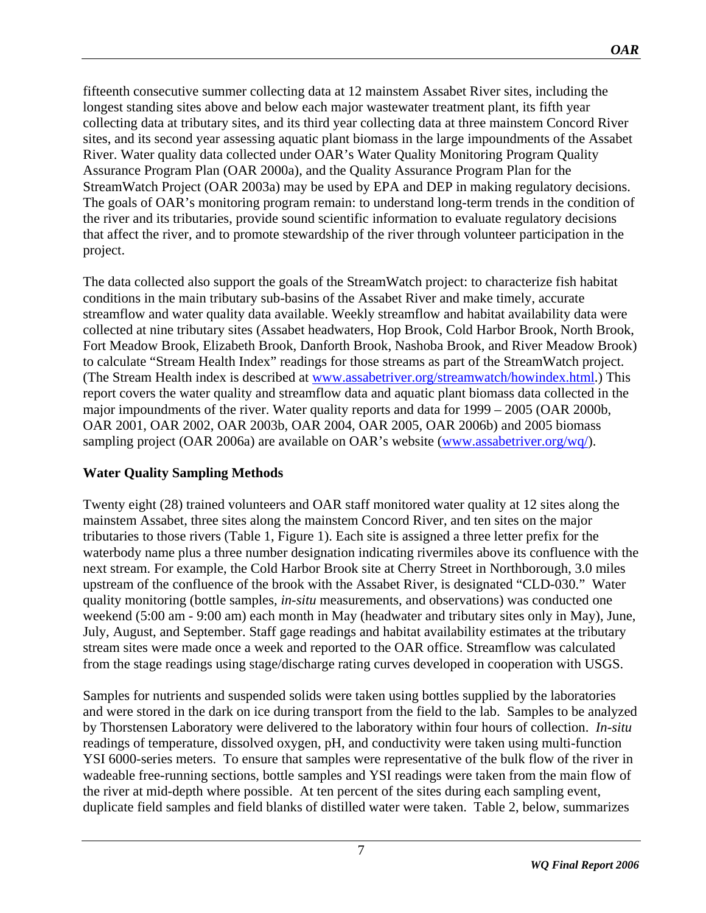fifteenth consecutive summer collecting data at 12 mainstem Assabet River sites, including the longest standing sites above and below each major wastewater treatment plant, its fifth year collecting data at tributary sites, and its third year collecting data at three mainstem Concord River sites, and its second year assessing aquatic plant biomass in the large impoundments of the Assabet River. Water quality data collected under OAR's Water Quality Monitoring Program Quality Assurance Program Plan (OAR 2000a), and the Quality Assurance Program Plan for the StreamWatch Project (OAR 2003a) may be used by EPA and DEP in making regulatory decisions. The goals of OAR's monitoring program remain: to understand long-term trends in the condition of the river and its tributaries, provide sound scientific information to evaluate regulatory decisions that affect the river, and to promote stewardship of the river through volunteer participation in the project.

The data collected also support the goals of the StreamWatch project: to characterize fish habitat conditions in the main tributary sub-basins of the Assabet River and make timely, accurate streamflow and water quality data available. Weekly streamflow and habitat availability data were collected at nine tributary sites (Assabet headwaters, Hop Brook, Cold Harbor Brook, North Brook, Fort Meadow Brook, Elizabeth Brook, Danforth Brook, Nashoba Brook, and River Meadow Brook) to calculate "Stream Health Index" readings for those streams as part of the StreamWatch project. (The Stream Health index is described at [www.assabetriver.org/streamwatch/howindex.html](www.assabetriver.org/streamwatch/howindex.html).) This report covers the water quality and streamflow data and aquatic plant biomass data collected in the major impoundments of the river. Water quality reports and data for 1999 – 2005 (OAR 2000b, OAR 2001, OAR 2002, OAR 2003b, OAR 2004, OAR 2005, OAR 2006b) and 2005 biomass sampling project (OAR 2006a) are available on OAR's website ([www.assabetriver.org/wq/](www.assabetriver.org/wq/)).

## Water Quality Sampling Methods

Twenty eight (28) trained volunteers and OAR staff monitored water quality at 12 sites along the mainstem Assabet, three sites along the mainstem Concord River, and ten sites on the major tributaries to those rivers (Table 1, Figure 1). Each site is assigned a three letter prefix for the waterbody name plus a three number designation indicating rivermiles above its confluence with the next stream. For example, the Cold Harbor Brook site at Cherry Street in Northborough, 3.0 miles upstream of the confluence of the brook with the Assabet River, is designated "CLD-030." Water quality monitoring (bottle samples, *in-situ* measurements, and observations) was conducted one weekend (5:00 am - 9:00 am) each month in May (headwater and tributary sites only in May), June, July, August, and September. Staff gage readings and habitat availability estimates at the tributary stream sites were made once a week and reported to the OAR office. Streamflow was calculated from the stage readings using stage/discharge rating curves developed in cooperation with USGS.

Samples for nutrients and suspended solids were taken using bottles supplied by the laboratories and were stored in the dark on ice during transport from the field to the lab. Samples to be analyzed by Thorstensen Laboratory were delivered to the laboratory within four hours of collection. *In-situ* readings of temperature, dissolved oxygen, pH, and conductivity were taken using multi-function YSI 6000-series meters. To ensure that samples were representative of the bulk flow of the river in wadeable free-running sections, bottle samples and YSI readings were taken from the main flow of the river at mid-depth where possible. At ten percent of the sites during each sampling event, duplicate field samples and field blanks of distilled water were taken. Table 2, below, summarizes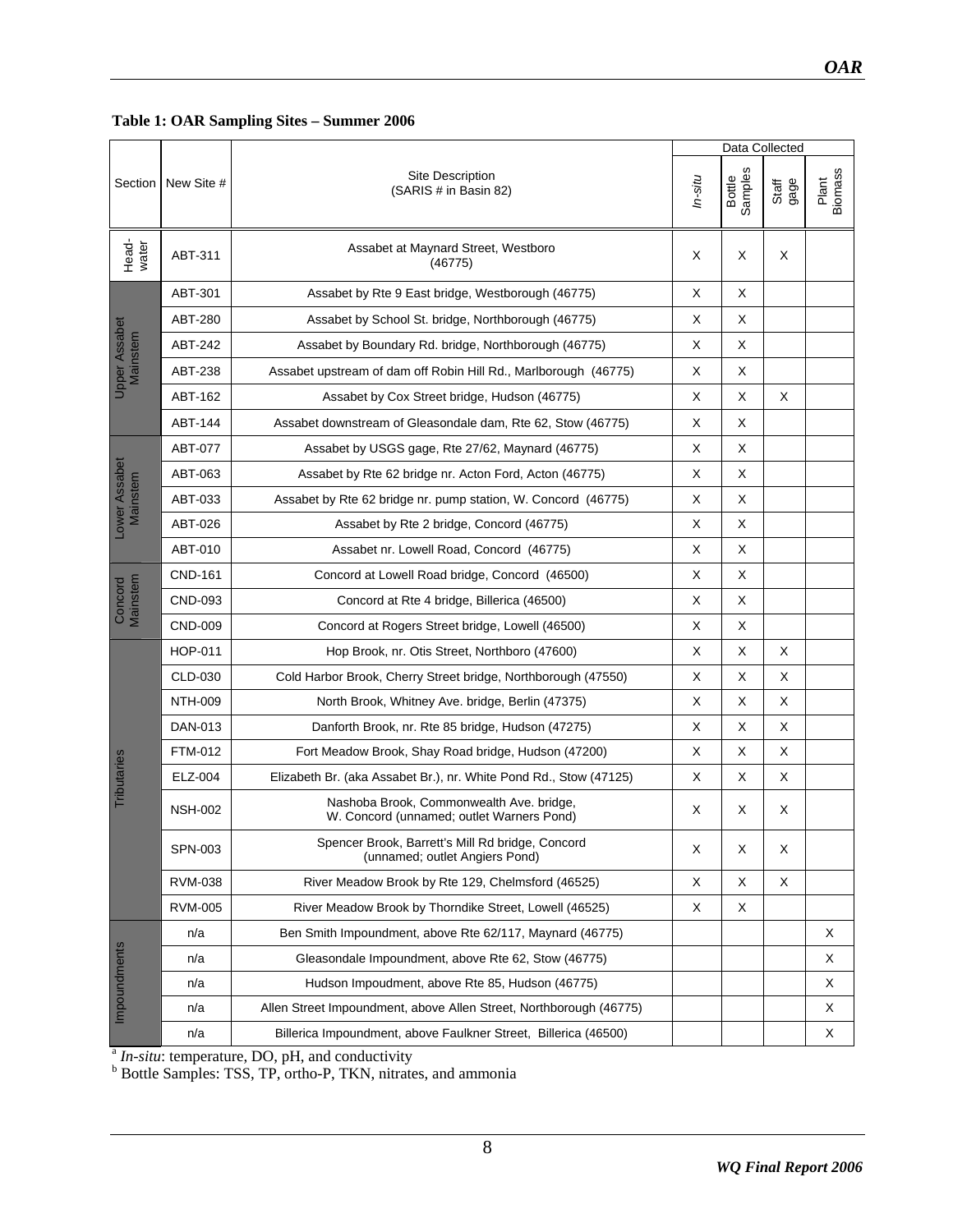**Table 1: OAR Sampling Sites – Summer 2006**

| Section | New Site # | Site Description (SARIS # in Basin 82) | Data Collected | | | |
|---|---|---|---|---|---|---|
| | | | *In-situ* | Bottle Samples | Staff gage | Plant Biomass |
| Head-water | ABT-311 | Assabet at Maynard Street, Westboro (46775) | X | X | X | |
| Upper Assabet Mainstem | ABT-301 | Assabet by Rte 9 East bridge, Westborough (46775) | X | X | | |
| | ABT-280 | Assabet by School St. bridge, Northborough (46775) | X | X | | |
| | ABT-242 | Assabet by Boundary Rd. bridge, Northborough (46775) | X | X | | |
| | ABT-238 | Assabet upstream of dam off Robin Hill Rd., Marlborough (46775) | X | X | | |
| | ABT-162 | Assabet by Cox Street bridge, Hudson (46775) | X | X | X | |
| | ABT-144 | Assabet downstream of Gleasondale dam, Rte 62, Stow (46775) | X | X | | |
| Lower Assabet Mainstem | ABT-077 | Assabet by USGS gage, Rte 27/62, Maynard (46775) | X | X | | |
| | ABT-063 | Assabet by Rte 62 bridge nr. Acton Ford, Acton (46775) | X | X | | |
| | ABT-033 | Assabet by Rte 62 bridge nr. pump station, W. Concord (46775) | X | X | | |
| | ABT-026 | Assabet by Rte 2 bridge, Concord (46775) | X | X | | |
| | ABT-010 | Assabet nr. Lowell Road, Concord (46775) | X | X | | |
| Concord Mainstem | CND-161 | Concord at Lowell Road bridge, Concord (46500) | X | X | | |
| | CND-093 | Concord at Rte 4 bridge, Billerica (46500) | X | X | | |
| | CND-009 | Concord at Rogers Street bridge, Lowell (46500) | X | X | | |
| Tributaries | HOP-011 | Hop Brook, nr. Otis Street, Northboro (47600) | X | X | X | |
| | CLD-030 | Cold Harbor Brook, Cherry Street bridge, Northborough (47550) | X | X | X | |
| | NTH-009 | North Brook, Whitney Ave. bridge, Berlin (47375) | X | X | X | |
| | DAN-013 | Danforth Brook, nr. Rte 85 bridge, Hudson (47275) | X | X | X | |
| | FTM-012 | Fort Meadow Brook, Shay Road bridge, Hudson (47200) | X | X | X | |
| | ELZ-004 | Elizabeth Br. (aka Assabet Br.), nr. White Pond Rd., Stow (47125) | X | X | X | |
| | NSH-002 | Nashoba Brook, Commonwealth Ave. bridge, W. Concord (unnamed; outlet Warners Pond) | X | X | X | |
| | SPN-003 | Spencer Brook, Barrett's Mill Rd bridge, Concord (unnamed; outlet Angiers Pond) | X | X | X | |
| | RVM-038 | River Meadow Brook by Rte 129, Chelmsford (46525) | X | X | X | |
| | RVM-005 | River Meadow Brook by Thorndike Street, Lowell (46525) | X | X | | |
| Impoundments | n/a | Ben Smith Impoundment, above Rte 62/117, Maynard (46775) | | | | X |
| | n/a | Gleasondale Impoundment, above Rte 62, Stow (46775) | | | | X |
| | n/a | Hudson Impoudment, above Rte 85, Hudson (46775) | | | | X |
| | n/a | Allen Street Impoundment, above Allen Street, Northborough (46775) | | | | X |
| | n/a | Billerica Impoundment, above Faulkner Street, Billerica (46500) | | | | X |

[a] *In-situ*: temperature, DO, pH, and conductivity

[b] Bottle Samples: TSS, TP, ortho-P, TKN, nitrates, and ammonia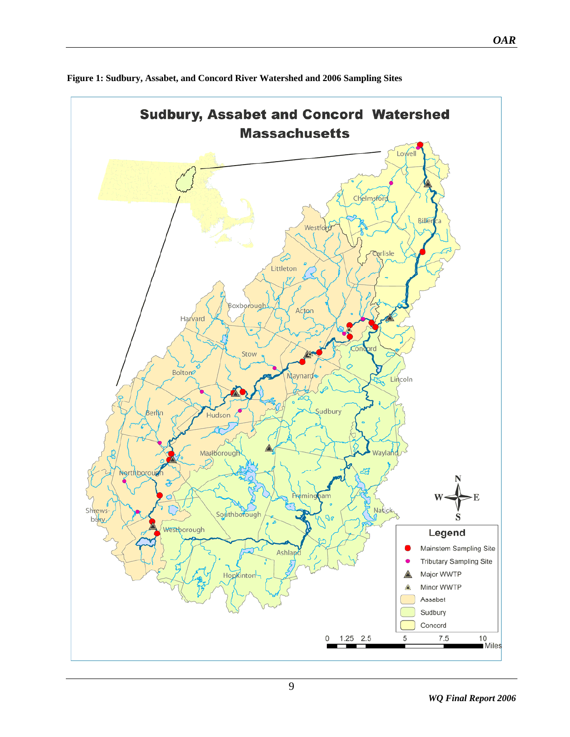**Figure 1: Sudbury, Assabet, and Concord River Watershed and 2006 Sampling Sites**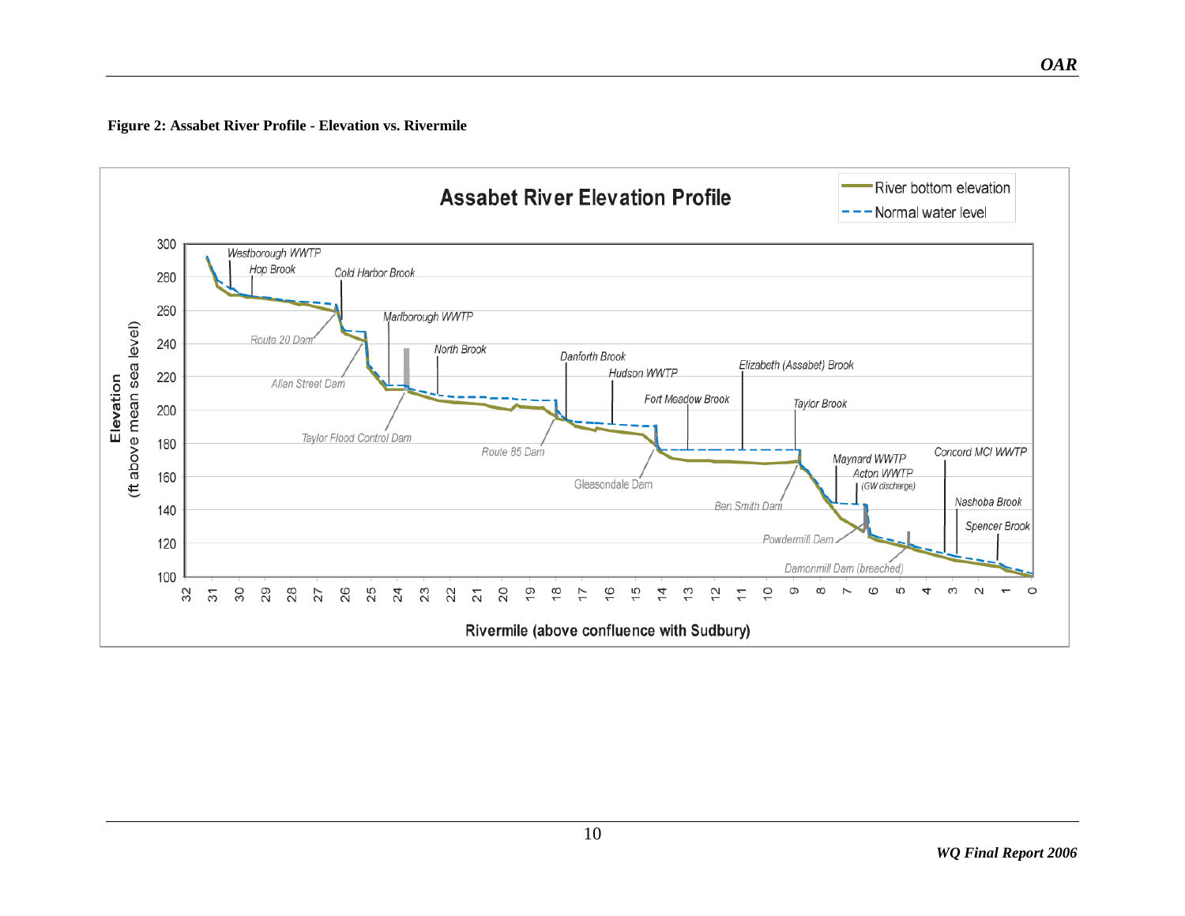**Figure 2: Assabet River Profile - Elevation vs. Rivermile**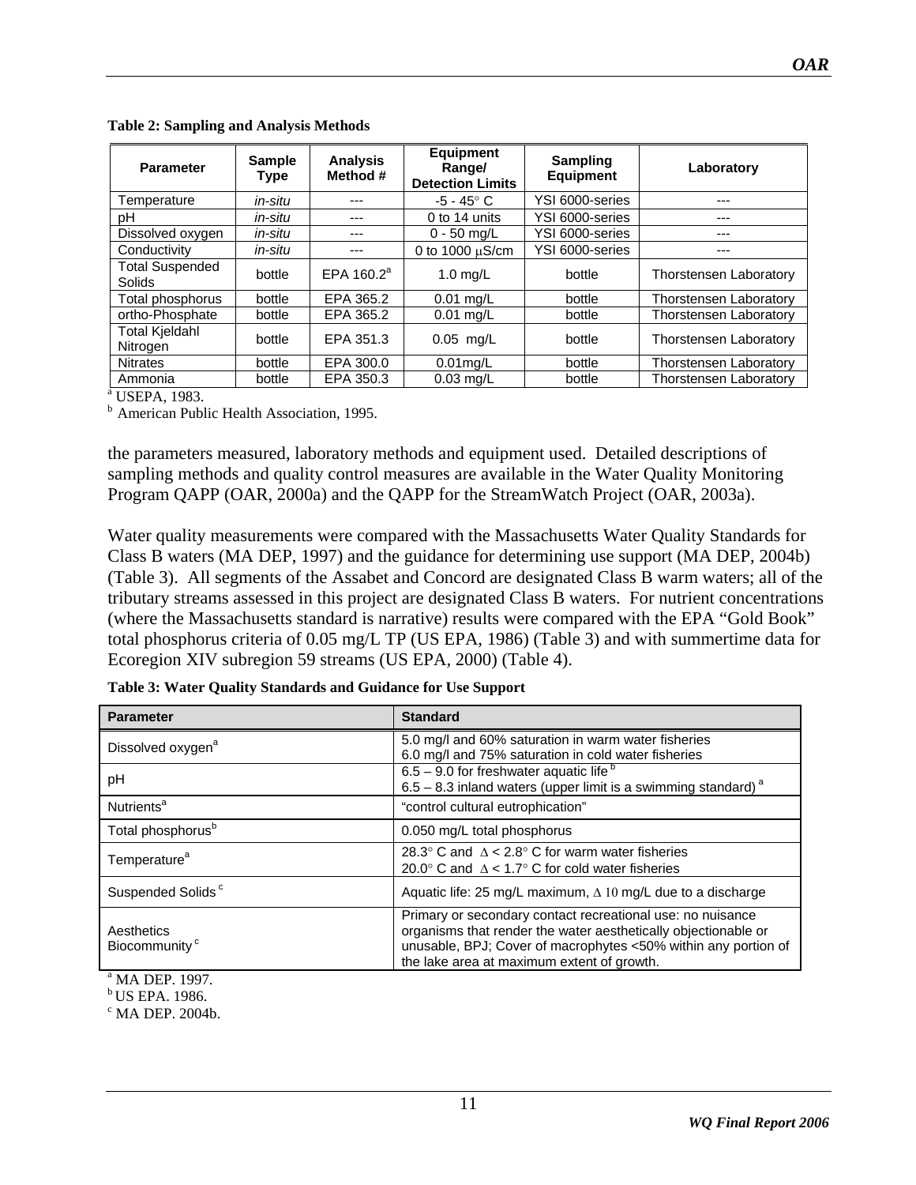**Table 2: Sampling and Analysis Methods**

| Parameter | Sample Type | Analysis Method # | Equipment Range/ Detection Limits | Sampling Equipment | Laboratory |
|---|---|---|---|---|---|
| Temperature | *in-situ* | --- | -5 - 45° C | YSI 6000-series | --- |
| pH | *in-situ* | --- | 0 to 14 units | YSI 6000-series | --- |
| Dissolved oxygen | *in-situ* | --- | 0 - 50 mg/L | YSI 6000-series | --- |
| Conductivity | *in-situ* | --- | 0 to 1000 μS/cm | YSI 6000-series | --- |
| Total Suspended Solids | bottle | EPA 160.2[a] | 1.0 mg/L | bottle | Thorstensen Laboratory |
| Total phosphorus | bottle | EPA 365.2 | 0.01 mg/L | bottle | Thorstensen Laboratory |
| ortho-Phosphate | bottle | EPA 365.2 | 0.01 mg/L | bottle | Thorstensen Laboratory |
| Total Kjeldahl Nitrogen | bottle | EPA 351.3 | 0.05 mg/L | bottle | Thorstensen Laboratory |
| Nitrates | bottle | EPA 300.0 | 0.01mg/L | bottle | Thorstensen Laboratory |
| Ammonia | bottle | EPA 350.3 | 0.03 mg/L | bottle | Thorstensen Laboratory |

[a] USEPA, 1983.
[b] American Public Health Association, 1995.

the parameters measured, laboratory methods and equipment used. Detailed descriptions of sampling methods and quality control measures are available in the Water Quality Monitoring Program QAPP (OAR, 2000a) and the QAPP for the StreamWatch Project (OAR, 2003a).

Water quality measurements were compared with the Massachusetts Water Quality Standards for Class B waters (MA DEP, 1997) and the guidance for determining use support (MA DEP, 2004b) (Table 3). All segments of the Assabet and Concord are designated Class B warm waters; all of the tributary streams assessed in this project are designated Class B waters. For nutrient concentrations (where the Massachusetts standard is narrative) results were compared with the EPA "Gold Book" total phosphorus criteria of 0.05 mg/L TP (US EPA, 1986) (Table 3) and with summertime data for Ecoregion XIV subregion 59 streams (US EPA, 2000) (Table 4).

**Table 3: Water Quality Standards and Guidance for Use Support**

| Parameter | Standard |
|---|---|
| Dissolved oxygen[a] | 5.0 mg/l and 60% saturation in warm water fisheries<br>6.0 mg/l and 75% saturation in cold water fisheries |
| pH | 6.5 – 9.0 for freshwater aquatic life [b]<br>6.5 – 8.3 inland waters (upper limit is a swimming standard) [a] |
| Nutrients[a] | "control cultural eutrophication" |
| Total phosphorus[b] | 0.050 mg/L total phosphorus |
| Temperature[a] | 28.3° C and $\Delta < 2.8$° C for warm water fisheries<br>20.0° C and $\Delta < 1.7$° C for cold water fisheries |
| Suspended Solids [c] | Aquatic life: 25 mg/L maximum, $\Delta$ 10 mg/L due to a discharge |
| Aesthetics<br>Biocommunity [c] | Primary or secondary contact recreational use: no nuisance organisms that render the water aesthetically objectionable or unusable, BPJ; Cover of macrophytes <50% within any portion of the lake area at maximum extent of growth. |

[a] MA DEP. 1997.
[b] US EPA. 1986.
[c] MA DEP. 2004b.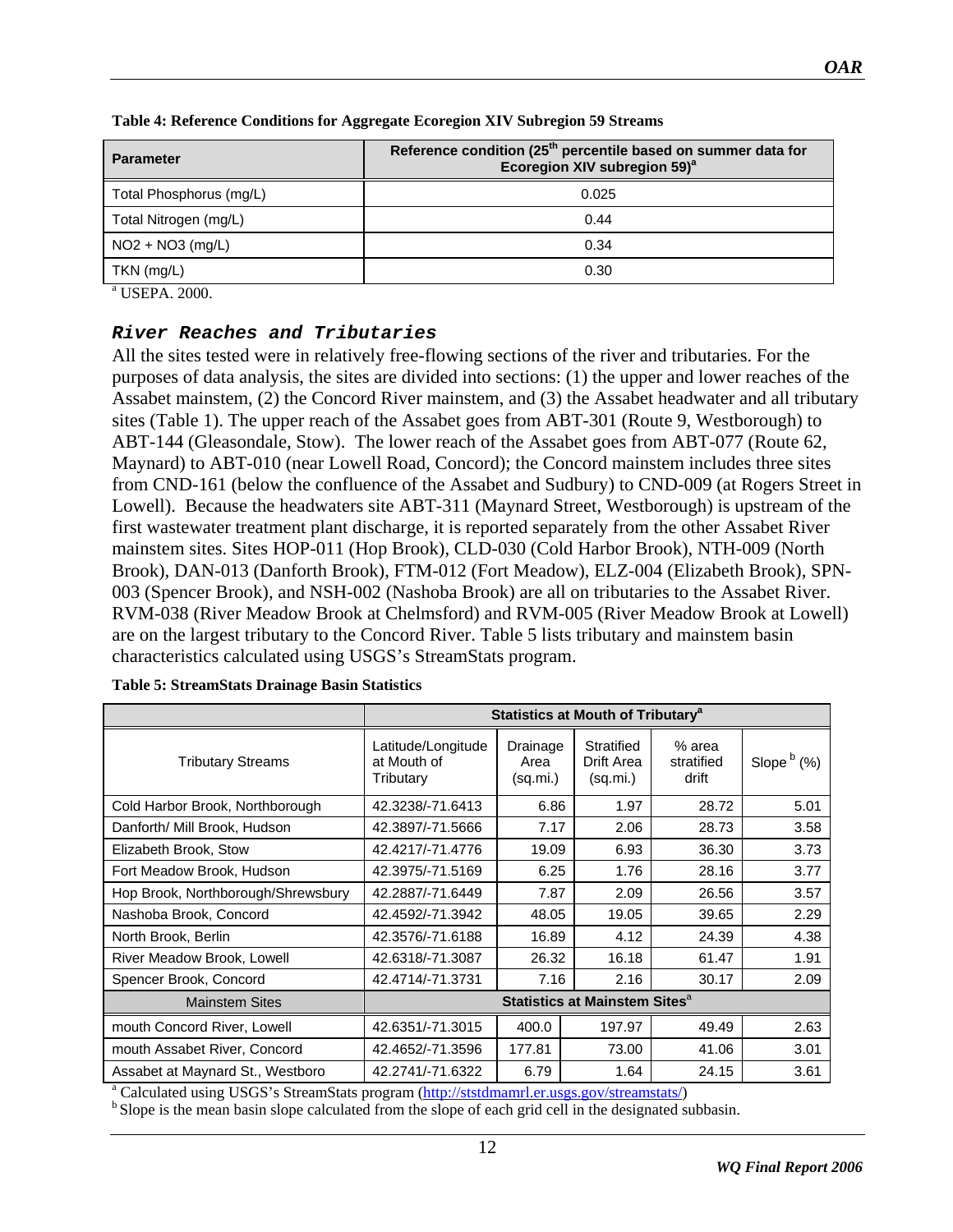**Table 4: Reference Conditions for Aggregate Ecoregion XIV Subregion 59 Streams**

| Parameter | Reference condition (25th percentile based on summer data for Ecoregion XIV subregion 59)[a] |
|---|---|
| Total Phosphorus (mg/L) | 0.025 |
| Total Nitrogen (mg/L) | 0.44 |
| NO2 + NO3 (mg/L) | 0.34 |
| TKN (mg/L) | 0.30 |

[a] USEPA. 2000.

### *River Reaches and Tributaries*

All the sites tested were in relatively free-flowing sections of the river and tributaries. For the purposes of data analysis, the sites are divided into sections: (1) the upper and lower reaches of the Assabet mainstem, (2) the Concord River mainstem, and (3) the Assabet headwater and all tributary sites (Table 1). The upper reach of the Assabet goes from ABT-301 (Route 9, Westborough) to ABT-144 (Gleasondale, Stow). The lower reach of the Assabet goes from ABT-077 (Route 62, Maynard) to ABT-010 (near Lowell Road, Concord); the Concord mainstem includes three sites from CND-161 (below the confluence of the Assabet and Sudbury) to CND-009 (at Rogers Street in Lowell). Because the headwaters site ABT-311 (Maynard Street, Westborough) is upstream of the first wastewater treatment plant discharge, it is reported separately from the other Assabet River mainstem sites. Sites HOP-011 (Hop Brook), CLD-030 (Cold Harbor Brook), NTH-009 (North Brook), DAN-013 (Danforth Brook), FTM-012 (Fort Meadow), ELZ-004 (Elizabeth Brook), SPN-003 (Spencer Brook), and NSH-002 (Nashoba Brook) are all on tributaries to the Assabet River. RVM-038 (River Meadow Brook at Chelmsford) and RVM-005 (River Meadow Brook at Lowell) are on the largest tributary to the Concord River. Table 5 lists tributary and mainstem basin characteristics calculated using USGS's StreamStats program.

**Table 5: StreamStats Drainage Basin Statistics**

| | Statistics at Mouth of Tributary[a] | | | | |
|---|---|---|---|---|---|
| Tributary Streams | Latitude/Longitude at Mouth of Tributary | Drainage Area (sq.mi.) | Stratified Drift Area (sq.mi.) | % area stratified drift | Slope [b] (%) |
| Cold Harbor Brook, Northborough | 42.3238/-71.6413 | 6.86 | 1.97 | 28.72 | 5.01 |
| Danforth/ Mill Brook, Hudson | 42.3897/-71.5666 | 7.17 | 2.06 | 28.73 | 3.58 |
| Elizabeth Brook, Stow | 42.4217/-71.4776 | 19.09 | 6.93 | 36.30 | 3.73 |
| Fort Meadow Brook, Hudson | 42.3975/-71.5169 | 6.25 | 1.76 | 28.16 | 3.77 |
| Hop Brook, Northborough/Shrewsbury | 42.2887/-71.6449 | 7.87 | 2.09 | 26.56 | 3.57 |
| Nashoba Brook, Concord | 42.4592/-71.3942 | 48.05 | 19.05 | 39.65 | 2.29 |
| North Brook, Berlin | 42.3576/-71.6188 | 16.89 | 4.12 | 24.39 | 4.38 |
| River Meadow Brook, Lowell | 42.6318/-71.3087 | 26.32 | 16.18 | 61.47 | 1.91 |
| Spencer Brook, Concord | 42.4714/-71.3731 | 7.16 | 2.16 | 30.17 | 2.09 |
| Mainstem Sites | Statistics at Mainstem Sites[a] | | | | |
| mouth Concord River, Lowell | 42.6351/-71.3015 | 400.0 | 197.97 | 49.49 | 2.63 |
| mouth Assabet River, Concord | 42.4652/-71.3596 | 177.81 | 73.00 | 41.06 | 3.01 |
| Assabet at Maynard St., Westboro | 42.2741/-71.6322 | 6.79 | 1.64 | 24.15 | 3.61 |

[a] Calculated using USGS's StreamStats program (http://ststdmamrl.er.usgs.gov/streamstats/)

[b] Slope is the mean basin slope calculated from the slope of each grid cell in the designated subbasin.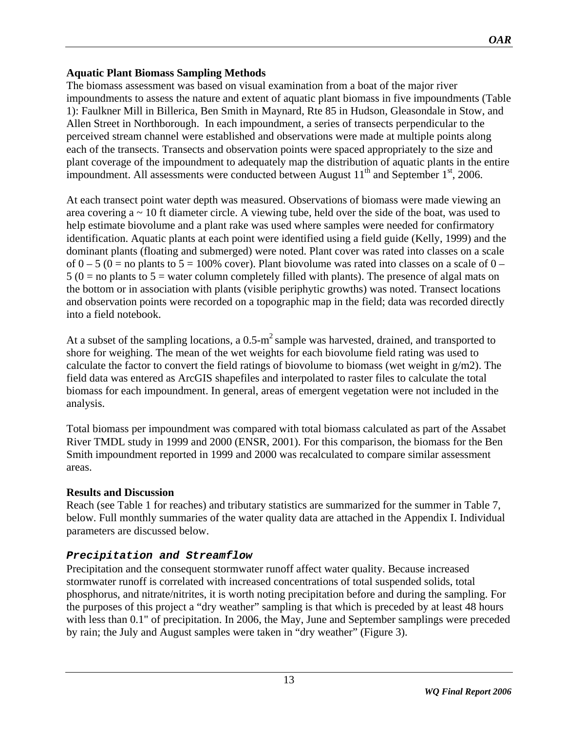**Aquatic Plant Biomass Sampling Methods**

The biomass assessment was based on visual examination from a boat of the major river impoundments to assess the nature and extent of aquatic plant biomass in five impoundments (Table 1): Faulkner Mill in Billerica, Ben Smith in Maynard, Rte 85 in Hudson, Gleasondale in Stow, and Allen Street in Northborough. In each impoundment, a series of transects perpendicular to the perceived stream channel were established and observations were made at multiple points along each of the transects. Transects and observation points were spaced appropriately to the size and plant coverage of the impoundment to adequately map the distribution of aquatic plants in the entire impoundment. All assessments were conducted between August 11th and September 1st, 2006.

At each transect point water depth was measured. Observations of biomass were made viewing an area covering a ~ 10 ft diameter circle. A viewing tube, held over the side of the boat, was used to help estimate biovolume and a plant rake was used where samples were needed for confirmatory identification. Aquatic plants at each point were identified using a field guide (Kelly, 1999) and the dominant plants (floating and submerged) were noted. Plant cover was rated into classes on a scale of 0 – 5 (0 = no plants to 5 = 100% cover). Plant biovolume was rated into classes on a scale of 0 – 5 (0 = no plants to 5 = water column completely filled with plants). The presence of algal mats on the bottom or in association with plants (visible periphytic growths) was noted. Transect locations and observation points were recorded on a topographic map in the field; data was recorded directly into a field notebook.

At a subset of the sampling locations, a 0.5-$m^2$ sample was harvested, drained, and transported to shore for weighing. The mean of the wet weights for each biovolume field rating was used to calculate the factor to convert the field ratings of biovolume to biomass (wet weight in g/m2). The field data was entered as ArcGIS shapefiles and interpolated to raster files to calculate the total biomass for each impoundment. In general, areas of emergent vegetation were not included in the analysis.

Total biomass per impoundment was compared with total biomass calculated as part of the Assabet River TMDL study in 1999 and 2000 (ENSR, 2001). For this comparison, the biomass for the Ben Smith impoundment reported in 1999 and 2000 was recalculated to compare similar assessment areas.

**Results and Discussion**

Reach (see Table 1 for reaches) and tributary statistics are summarized for the summer in Table 7, below. Full monthly summaries of the water quality data are attached in the Appendix I. Individual parameters are discussed below.

***Precipitation and Streamflow***

Precipitation and the consequent stormwater runoff affect water quality. Because increased stormwater runoff is correlated with increased concentrations of total suspended solids, total phosphorus, and nitrate/nitrites, it is worth noting precipitation before and during the sampling. For the purposes of this project a "dry weather" sampling is that which is preceded by at least 48 hours with less than 0.1" of precipitation. In 2006, the May, June and September samplings were preceded by rain; the July and August samples were taken in "dry weather" (Figure 3).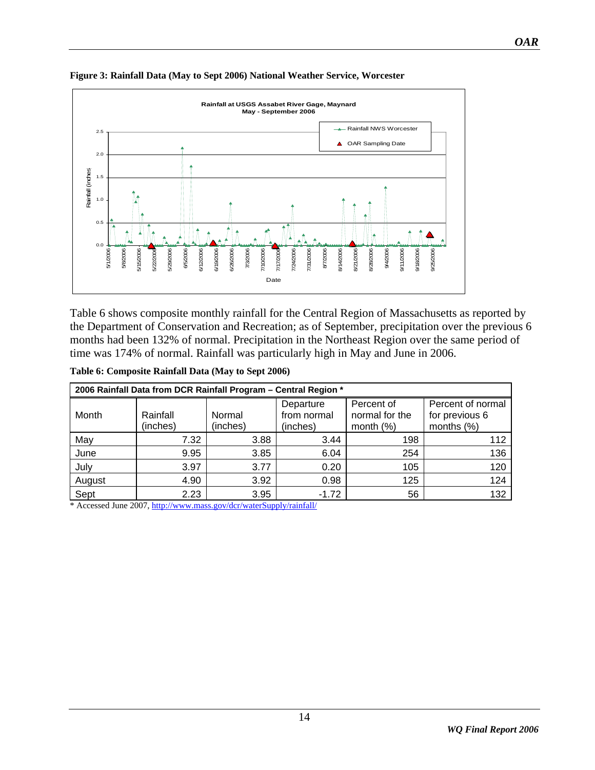**Figure 3: Rainfall Data (May to Sept 2006) National Weather Service, Worcester**

Table 6 shows composite monthly rainfall for the Central Region of Massachusetts as reported by the Department of Conservation and Recreation; as of September, precipitation over the previous 6 months had been 132% of normal. Precipitation in the Northeast Region over the same period of time was 174% of normal. Rainfall was particularly high in May and June in 2006.

**Table 6: Composite Rainfall Data (May to Sept 2006)**

| **2006 Rainfall Data from DCR Rainfall Program – Central Region *** | | | | | |
|---|---|---|---|---|---|
| Month | Rainfall (inches) | Normal (inches) | Departure from normal (inches) | Percent of normal for the month (%) | Percent of normal for previous 6 months (%) |
| May | 7.32 | 3.88 | 3.44 | 198 | 112 |
| June | 9.95 | 3.85 | 6.04 | 254 | 136 |
| July | 3.97 | 3.77 | 0.20 | 105 | 120 |
| August | 4.90 | 3.92 | 0.98 | 125 | 124 |
| Sept | 2.23 | 3.95 | -1.72 | 56 | 132 |

* Accessed June 2007, http://www.mass.gov/dcr/waterSupply/rainfall/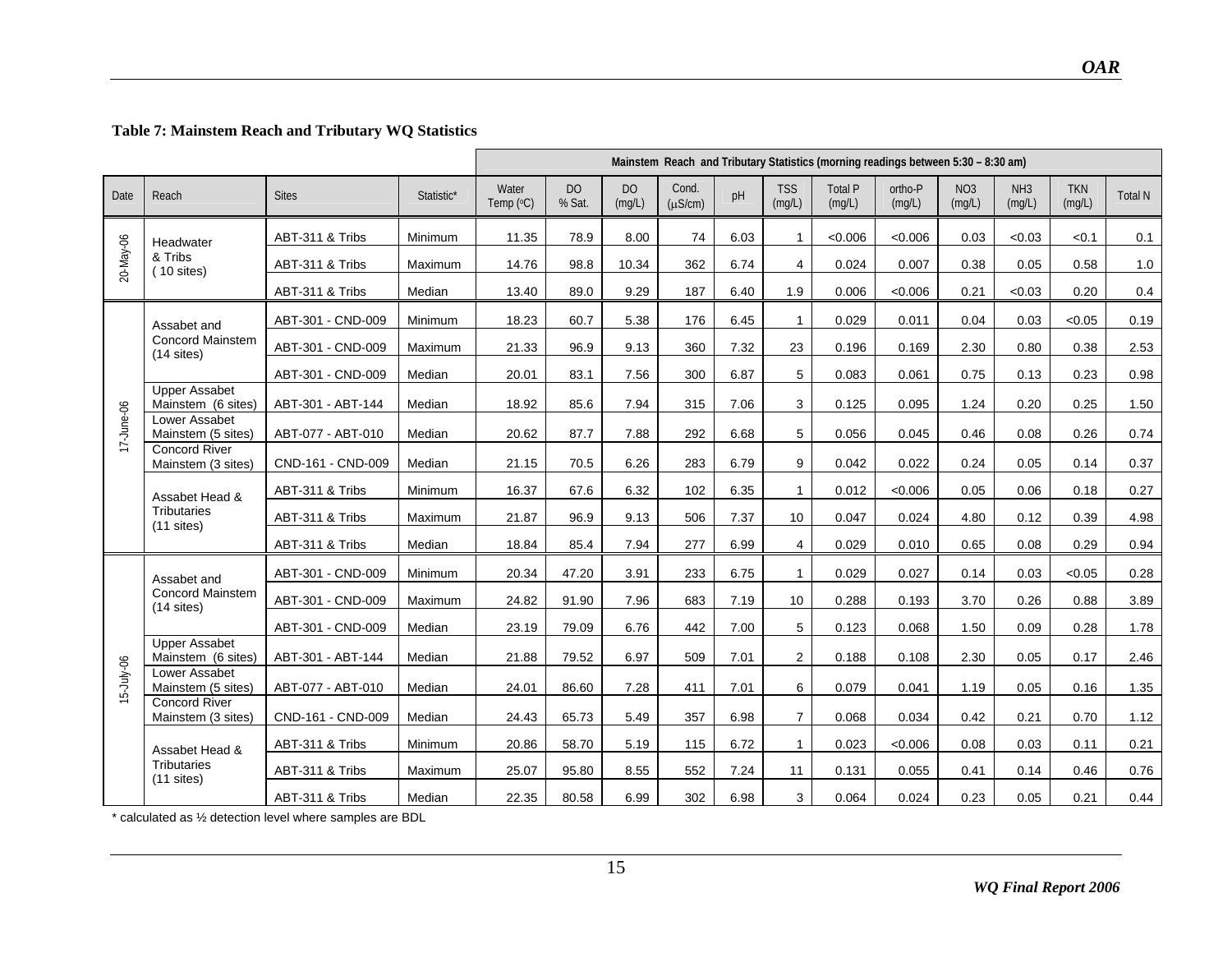**Table 7: Mainstem Reach and Tributary WQ Statistics**

| | | | | Mainstem Reach and Tributary Statistics (morning readings between 5:30 – 8:30 am) | | | | | | | | | | | |
|---|---|---|---|---|---|---|---|---|---|---|---|---|---|---|---|
| Date | Reach | Sites | Statistic* | Water Temp (°C) | DO % Sat. | DO (mg/L) | Cond. (µS/cm) | pH | TSS (mg/L) | Total P (mg/L) | ortho-P (mg/L) | $NO_3$ (mg/L) | $NH_3$ (mg/L) | TKN (mg/L) | Total N |
| 20-May-06 | Headwater & Tribs ( 10 sites) | ABT-311 & Tribs | Minimum | 11.35 | 78.9 | 8.00 | 74 | 6.03 | 1 | <0.006 | <0.006 | 0.03 | <0.03 | <0.1 | 0.1 |
| | | ABT-311 & Tribs | Maximum | 14.76 | 98.8 | 10.34 | 362 | 6.74 | 4 | 0.024 | 0.007 | 0.38 | 0.05 | 0.58 | 1.0 |
| | | ABT-311 & Tribs | Median | 13.40 | 89.0 | 9.29 | 187 | 6.40 | 1.9 | 0.006 | <0.006 | 0.21 | <0.03 | 0.20 | 0.4 |
| 17-June-06 | Assabet and Concord Mainstem (14 sites) | ABT-301 - CND-009 | Minimum | 18.23 | 60.7 | 5.38 | 176 | 6.45 | 1 | 0.029 | 0.011 | 0.04 | 0.03 | <0.05 | 0.19 |
| | | ABT-301 - CND-009 | Maximum | 21.33 | 96.9 | 9.13 | 360 | 7.32 | 23 | 0.196 | 0.169 | 2.30 | 0.80 | 0.38 | 2.53 |
| | | ABT-301 - CND-009 | Median | 20.01 | 83.1 | 7.56 | 300 | 6.87 | 5 | 0.083 | 0.061 | 0.75 | 0.13 | 0.23 | 0.98 |
| | Upper Assabet Mainstem (6 sites) | ABT-301 - ABT-144 | Median | 18.92 | 85.6 | 7.94 | 315 | 7.06 | 3 | 0.125 | 0.095 | 1.24 | 0.20 | 0.25 | 1.50 |
| | Lower Assabet Mainstem (5 sites) | ABT-077 - ABT-010 | Median | 20.62 | 87.7 | 7.88 | 292 | 6.68 | 5 | 0.056 | 0.045 | 0.46 | 0.08 | 0.26 | 0.74 |
| | Concord River Mainstem (3 sites) | CND-161 - CND-009 | Median | 21.15 | 70.5 | 6.26 | 283 | 6.79 | 9 | 0.042 | 0.022 | 0.24 | 0.05 | 0.14 | 0.37 |
| | Assabet Head & Tributaries (11 sites) | ABT-311 & Tribs | Minimum | 16.37 | 67.6 | 6.32 | 102 | 6.35 | 1 | 0.012 | <0.006 | 0.05 | 0.06 | 0.18 | 0.27 |
| | | ABT-311 & Tribs | Maximum | 21.87 | 96.9 | 9.13 | 506 | 7.37 | 10 | 0.047 | 0.024 | 4.80 | 0.12 | 0.39 | 4.98 |
| | | ABT-311 & Tribs | Median | 18.84 | 85.4 | 7.94 | 277 | 6.99 | 4 | 0.029 | 0.010 | 0.65 | 0.08 | 0.29 | 0.94 |
| 15-July-06 | Assabet and Concord Mainstem (14 sites) | ABT-301 - CND-009 | Minimum | 20.34 | 47.20 | 3.91 | 233 | 6.75 | 1 | 0.029 | 0.027 | 0.14 | 0.03 | <0.05 | 0.28 |
| | | ABT-301 - CND-009 | Maximum | 24.82 | 91.90 | 7.96 | 683 | 7.19 | 10 | 0.288 | 0.193 | 3.70 | 0.26 | 0.88 | 3.89 |
| | | ABT-301 - CND-009 | Median | 23.19 | 79.09 | 6.76 | 442 | 7.00 | 5 | 0.123 | 0.068 | 1.50 | 0.09 | 0.28 | 1.78 |
| | Upper Assabet Mainstem (6 sites) | ABT-301 - ABT-144 | Median | 21.88 | 79.52 | 6.97 | 509 | 7.01 | 2 | 0.188 | 0.108 | 2.30 | 0.05 | 0.17 | 2.46 |
| | Lower Assabet Mainstem (5 sites) | ABT-077 - ABT-010 | Median | 24.01 | 86.60 | 7.28 | 411 | 7.01 | 6 | 0.079 | 0.041 | 1.19 | 0.05 | 0.16 | 1.35 |
| | Concord River Mainstem (3 sites) | CND-161 - CND-009 | Median | 24.43 | 65.73 | 5.49 | 357 | 6.98 | 7 | 0.068 | 0.034 | 0.42 | 0.21 | 0.70 | 1.12 |
| | Assabet Head & Tributaries (11 sites) | ABT-311 & Tribs | Minimum | 20.86 | 58.70 | 5.19 | 115 | 6.72 | 1 | 0.023 | <0.006 | 0.08 | 0.03 | 0.11 | 0.21 |
| | | ABT-311 & Tribs | Maximum | 25.07 | 95.80 | 8.55 | 552 | 7.24 | 11 | 0.131 | 0.055 | 0.41 | 0.14 | 0.46 | 0.76 |
| | | ABT-311 & Tribs | Median | 22.35 | 80.58 | 6.99 | 302 | 6.98 | 3 | 0.064 | 0.024 | 0.23 | 0.05 | 0.21 | 0.44 |

* calculated as ½ detection level where samples are BDL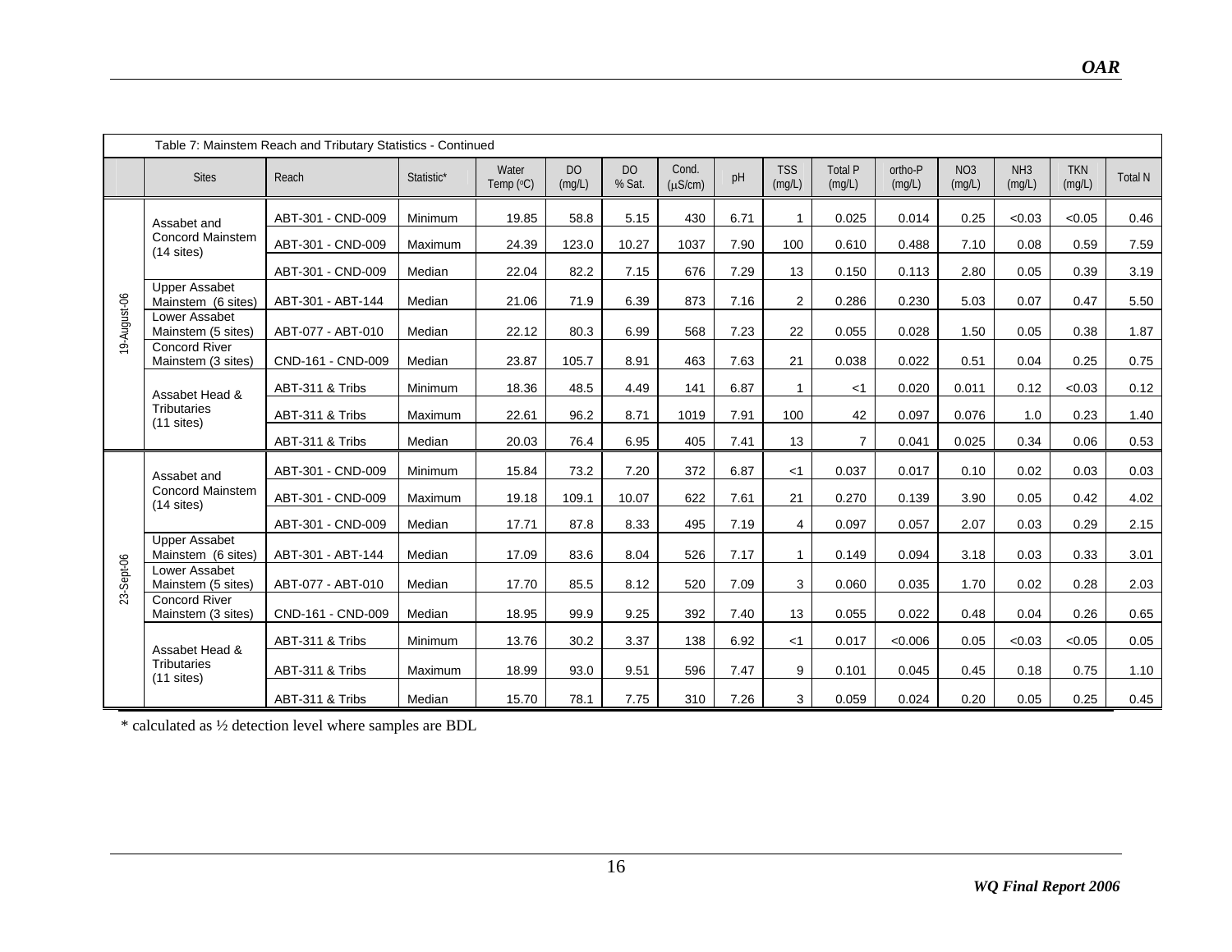Table 7: Mainstem Reach and Tributary Statistics - Continued

| | Sites | Reach | Statistic* | Water Temp (°C) | DO (mg/L) | DO % Sat. | Cond. (μS/cm) | pH | TSS (mg/L) | Total P (mg/L) | ortho-P (mg/L) | NO3 (mg/L) | NH3 (mg/L) | TKN (mg/L) | Total N |
|---|---|---|---|---|---|---|---|---|---|---|---|---|---|---|---|
| 19-August-06 | Assabet and Concord Mainstem (14 sites) | ABT-301 - CND-009 | Minimum | 19.85 | 58.8 | 5.15 | 430 | 6.71 | 1 | 0.025 | 0.014 | 0.25 | <0.03 | <0.05 | 0.46 |
| | | ABT-301 - CND-009 | Maximum | 24.39 | 123.0 | 10.27 | 1037 | 7.90 | 100 | 0.610 | 0.488 | 7.10 | 0.08 | 0.59 | 7.59 |
| | | ABT-301 - CND-009 | Median | 22.04 | 82.2 | 7.15 | 676 | 7.29 | 13 | 0.150 | 0.113 | 2.80 | 0.05 | 0.39 | 3.19 |
| | Upper Assabet Mainstem (6 sites) | ABT-301 - ABT-144 | Median | 21.06 | 71.9 | 6.39 | 873 | 7.16 | 2 | 0.286 | 0.230 | 5.03 | 0.07 | 0.47 | 5.50 |
| | Lower Assabet Mainstem (5 sites) | ABT-077 - ABT-010 | Median | 22.12 | 80.3 | 6.99 | 568 | 7.23 | 22 | 0.055 | 0.028 | 1.50 | 0.05 | 0.38 | 1.87 |
| | Concord River Mainstem (3 sites) | CND-161 - CND-009 | Median | 23.87 | 105.7 | 8.91 | 463 | 7.63 | 21 | 0.038 | 0.022 | 0.51 | 0.04 | 0.25 | 0.75 |
| | Assabet Head & Tributaries (11 sites) | ABT-311 & Tribs | Minimum | 18.36 | 48.5 | 4.49 | 141 | 6.87 | 1 | <1 | 0.020 | 0.011 | 0.12 | <0.03 | 0.12 |
| | | ABT-311 & Tribs | Maximum | 22.61 | 96.2 | 8.71 | 1019 | 7.91 | 100 | 42 | 0.097 | 0.076 | 1.0 | 0.23 | 1.40 |
| | | ABT-311 & Tribs | Median | 20.03 | 76.4 | 6.95 | 405 | 7.41 | 13 | 7 | 0.041 | 0.025 | 0.34 | 0.06 | 0.53 |
| 23-Sept-06 | Assabet and Concord Mainstem (14 sites) | ABT-301 - CND-009 | Minimum | 15.84 | 73.2 | 7.20 | 372 | 6.87 | <1 | 0.037 | 0.017 | 0.10 | 0.02 | 0.03 | 0.03 |
| | | ABT-301 - CND-009 | Maximum | 19.18 | 109.1 | 10.07 | 622 | 7.61 | 21 | 0.270 | 0.139 | 3.90 | 0.05 | 0.42 | 4.02 |
| | | ABT-301 - CND-009 | Median | 17.71 | 87.8 | 8.33 | 495 | 7.19 | 4 | 0.097 | 0.057 | 2.07 | 0.03 | 0.29 | 2.15 |
| | Upper Assabet Mainstem (6 sites) | ABT-301 - ABT-144 | Median | 17.09 | 83.6 | 8.04 | 526 | 7.17 | 1 | 0.149 | 0.094 | 3.18 | 0.03 | 0.33 | 3.01 |
| | Lower Assabet Mainstem (5 sites) | ABT-077 - ABT-010 | Median | 17.70 | 85.5 | 8.12 | 520 | 7.09 | 3 | 0.060 | 0.035 | 1.70 | 0.02 | 0.28 | 2.03 |
| | Concord River Mainstem (3 sites) | CND-161 - CND-009 | Median | 18.95 | 99.9 | 9.25 | 392 | 7.40 | 13 | 0.055 | 0.022 | 0.48 | 0.04 | 0.26 | 0.65 |
| | Assabet Head & Tributaries (11 sites) | ABT-311 & Tribs | Minimum | 13.76 | 30.2 | 3.37 | 138 | 6.92 | <1 | 0.017 | <0.006 | 0.05 | <0.03 | <0.05 | 0.05 |
| | | ABT-311 & Tribs | Maximum | 18.99 | 93.0 | 9.51 | 596 | 7.47 | 9 | 0.101 | 0.045 | 0.45 | 0.18 | 0.75 | 1.10 |
| | | ABT-311 & Tribs | Median | 15.70 | 78.1 | 7.75 | 310 | 7.26 | 3 | 0.059 | 0.024 | 0.20 | 0.05 | 0.25 | 0.45 |

* calculated as ½ detection level where samples are BDL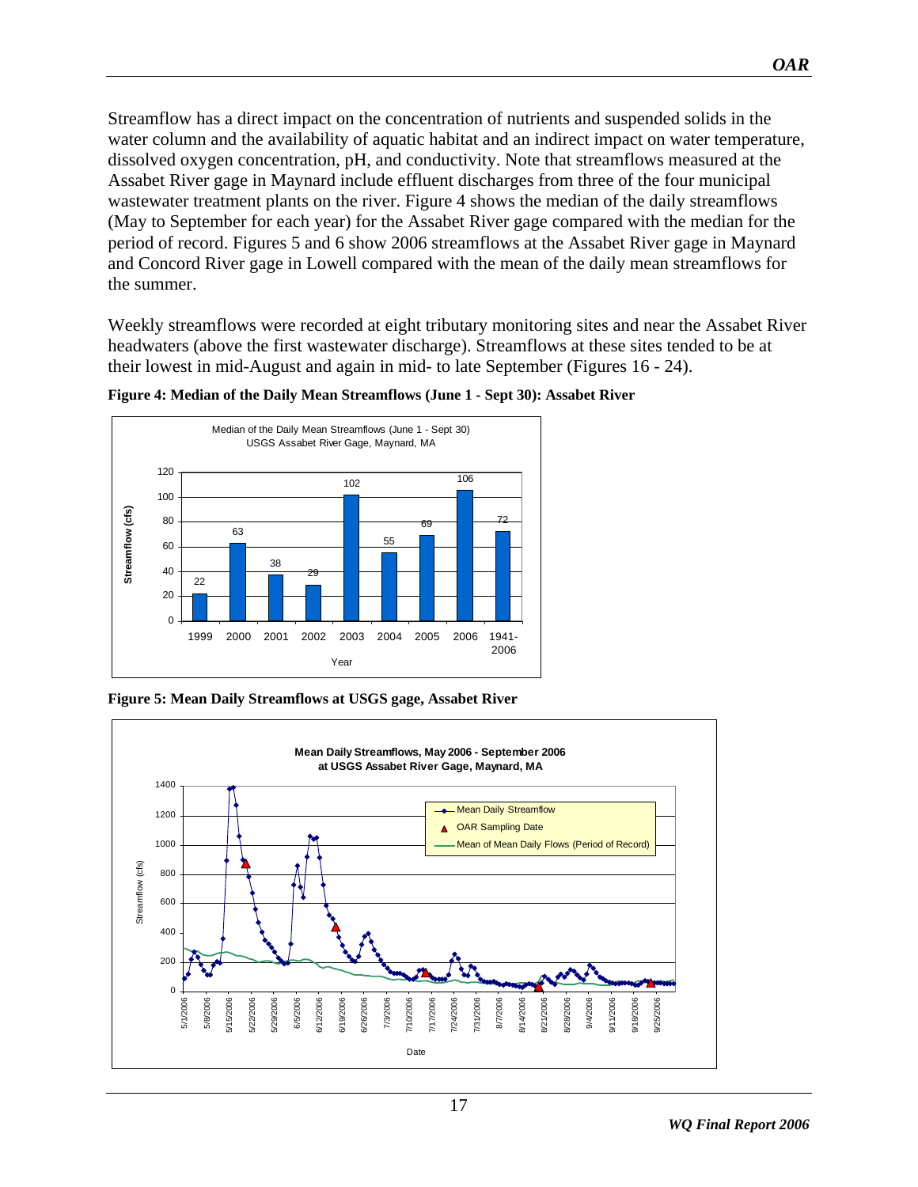Streamflow has a direct impact on the concentration of nutrients and suspended solids in the water column and the availability of aquatic habitat and an indirect impact on water temperature, dissolved oxygen concentration, pH, and conductivity. Note that streamflows measured at the Assabet River gage in Maynard include effluent discharges from three of the four municipal wastewater treatment plants on the river. Figure 4 shows the median of the daily streamflows (May to September for each year) for the Assabet River gage compared with the median for the period of record. Figures 5 and 6 show 2006 streamflows at the Assabet River gage in Maynard and Concord River gage in Lowell compared with the mean of the daily mean streamflows for the summer.

Weekly streamflows were recorded at eight tributary monitoring sites and near the Assabet River headwaters (above the first wastewater discharge). Streamflows at these sites tended to be at their lowest in mid-August and again in mid- to late September (Figures 16 - 24).

**Figure 4: Median of the Daily Mean Streamflows (June 1 - Sept 30): Assabet River**

Median of the Daily Mean Streamflows (June 1 - Sept 30)
USGS Assabet River Gage, Maynard, MA

| Year | Streamflow (cfs) |
|---|---|
| 1999 | 22 |
| 2000 | 63 |
| 2001 | 38 |
| 2002 | 29 |
| 2003 | 102 |
| 2004 | 55 |
| 2005 | 69 |
| 2006 | 106 |
| 1941-2006 | 72 |

**Figure 5: Mean Daily Streamflows at USGS gage, Assabet River**

Mean Daily Streamflows, May 2006 - September 2006
at USGS Assabet River Gage, Maynard, MA

Legend: Mean Daily Streamflow; OAR Sampling Date; Mean of Mean Daily Flows (Period of Record)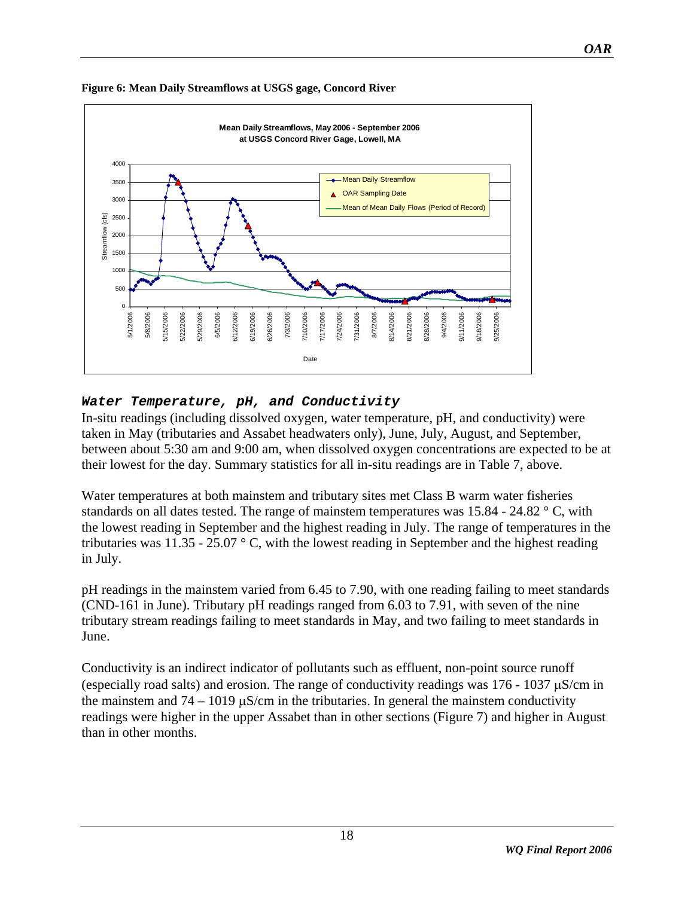**Figure 6: Mean Daily Streamflows at USGS gage, Concord River**

### *Water Temperature, pH, and Conductivity*

In-situ readings (including dissolved oxygen, water temperature, pH, and conductivity) were taken in May (tributaries and Assabet headwaters only), June, July, August, and September, between about 5:30 am and 9:00 am, when dissolved oxygen concentrations are expected to be at their lowest for the day. Summary statistics for all in-situ readings are in Table 7, above.

Water temperatures at both mainstem and tributary sites met Class B warm water fisheries standards on all dates tested. The range of mainstem temperatures was 15.84 - 24.82 ° C, with the lowest reading in September and the highest reading in July. The range of temperatures in the tributaries was 11.35 - 25.07 ° C, with the lowest reading in September and the highest reading in July.

pH readings in the mainstem varied from 6.45 to 7.90, with one reading failing to meet standards (CND-161 in June). Tributary pH readings ranged from 6.03 to 7.91, with seven of the nine tributary stream readings failing to meet standards in May, and two failing to meet standards in June.

Conductivity is an indirect indicator of pollutants such as effluent, non-point source runoff (especially road salts) and erosion. The range of conductivity readings was 176 - 1037 μS/cm in the mainstem and 74 – 1019 μS/cm in the tributaries. In general the mainstem conductivity readings were higher in the upper Assabet than in other sections (Figure 7) and higher in August than in other months.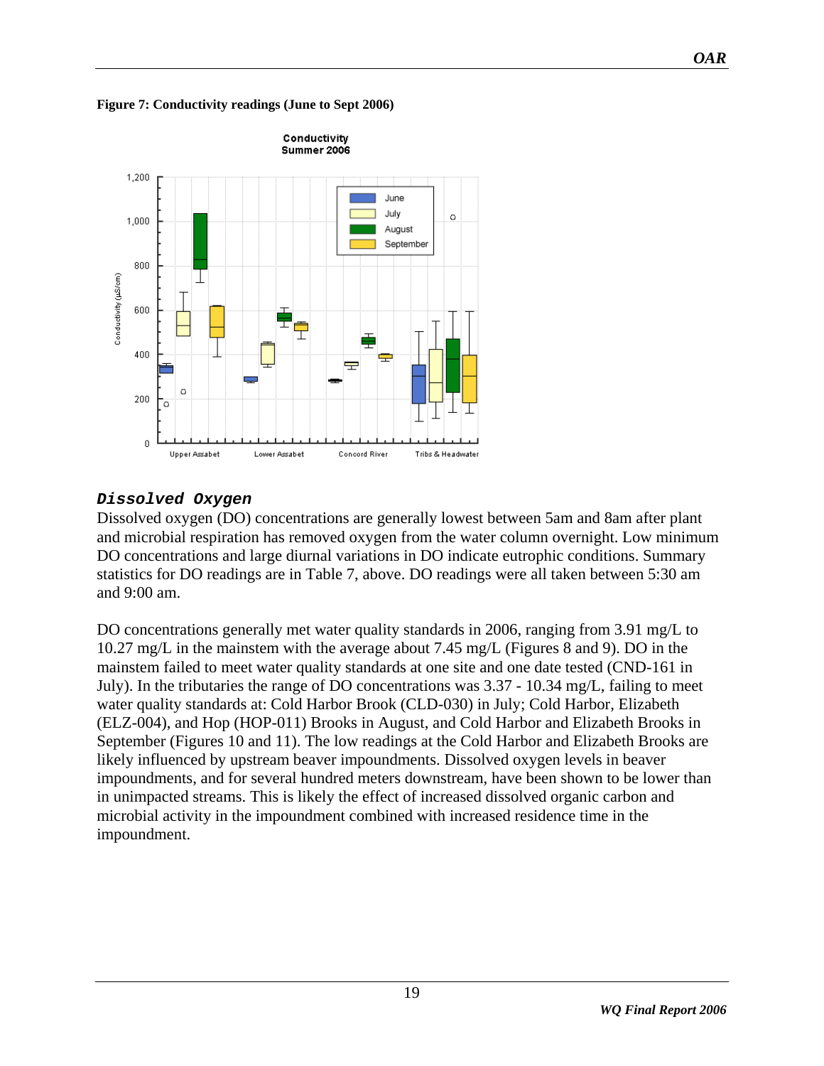**Figure 7: Conductivity readings (June to Sept 2006)**

### *Dissolved Oxygen*

Dissolved oxygen (DO) concentrations are generally lowest between 5am and 8am after plant and microbial respiration has removed oxygen from the water column overnight. Low minimum DO concentrations and large diurnal variations in DO indicate eutrophic conditions. Summary statistics for DO readings are in Table 7, above. DO readings were all taken between 5:30 am and 9:00 am.

DO concentrations generally met water quality standards in 2006, ranging from 3.91 mg/L to 10.27 mg/L in the mainstem with the average about 7.45 mg/L (Figures 8 and 9). DO in the mainstem failed to meet water quality standards at one site and one date tested (CND-161 in July). In the tributaries the range of DO concentrations was 3.37 - 10.34 mg/L, failing to meet water quality standards at: Cold Harbor Brook (CLD-030) in July; Cold Harbor, Elizabeth (ELZ-004), and Hop (HOP-011) Brooks in August, and Cold Harbor and Elizabeth Brooks in September (Figures 10 and 11). The low readings at the Cold Harbor and Elizabeth Brooks are likely influenced by upstream beaver impoundments. Dissolved oxygen levels in beaver impoundments, and for several hundred meters downstream, have been shown to be lower than in unimpacted streams. This is likely the effect of increased dissolved organic carbon and microbial activity in the impoundment combined with increased residence time in the impoundment.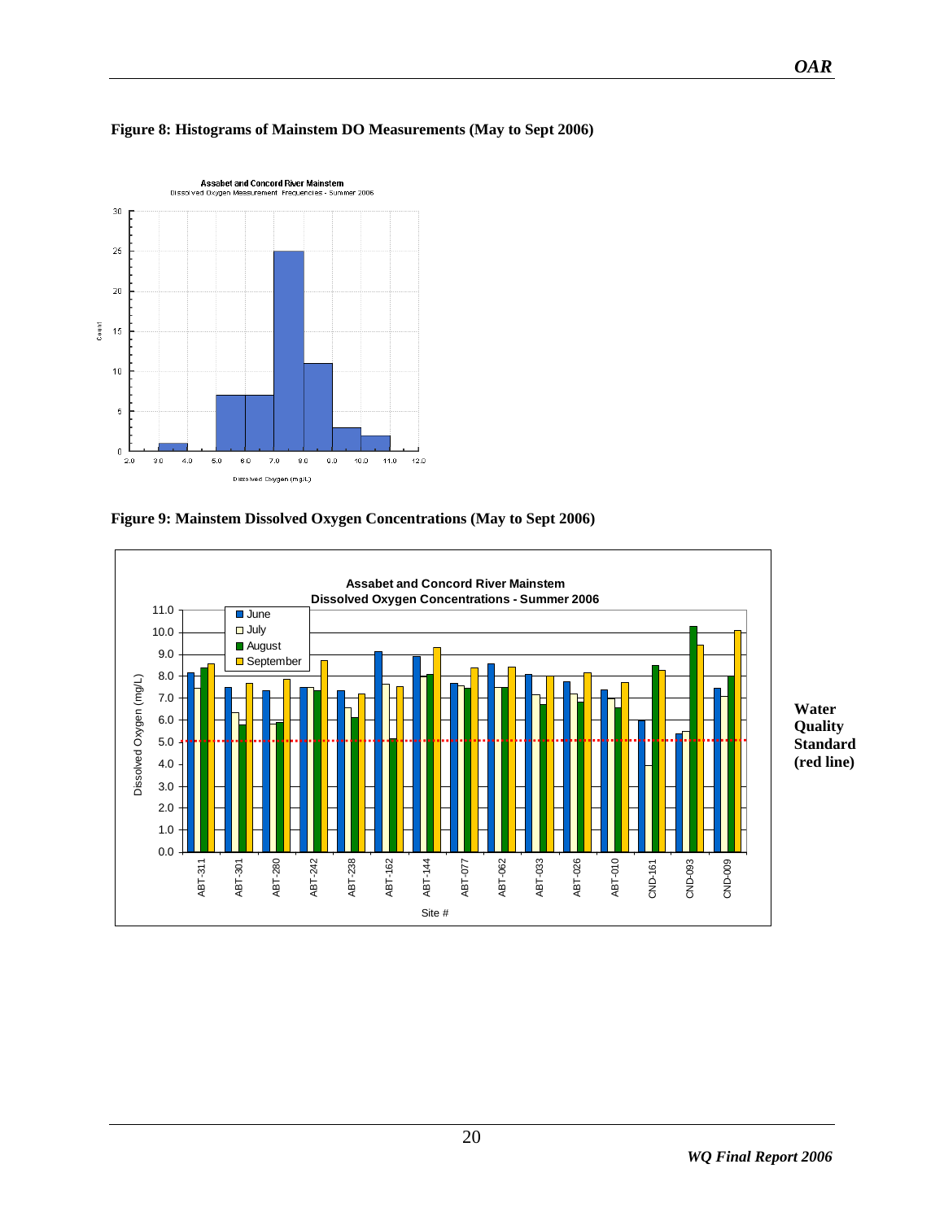**Figure 8: Histograms of Mainstem DO Measurements (May to Sept 2006)**

**Figure 9: Mainstem Dissolved Oxygen Concentrations (May to Sept 2006)**

**Water Quality Standard (red line)**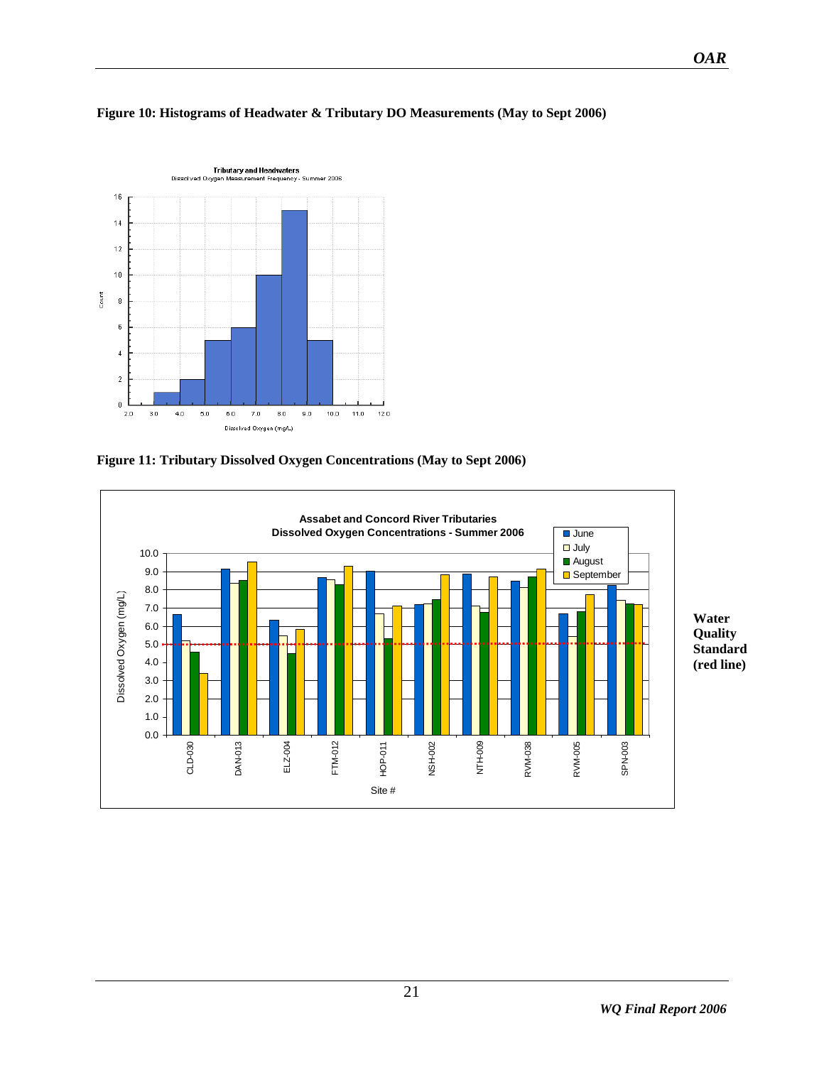**Figure 10: Histograms of Headwater & Tributary DO Measurements (May to Sept 2006)**

**Figure 11: Tributary Dissolved Oxygen Concentrations (May to Sept 2006)**

**Water Quality Standard (red line)**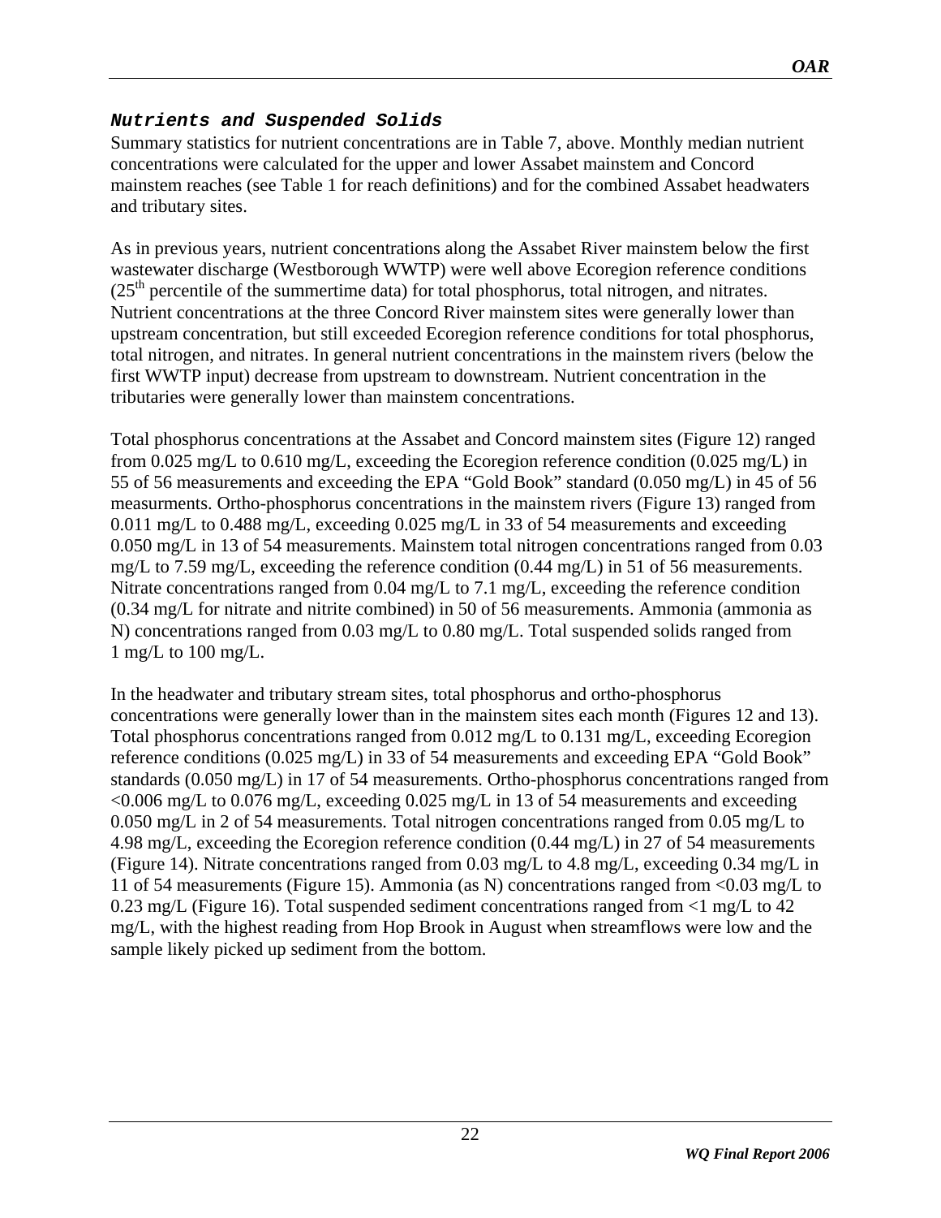### *Nutrients and Suspended Solids*

Summary statistics for nutrient concentrations are in Table 7, above. Monthly median nutrient concentrations were calculated for the upper and lower Assabet mainstem and Concord mainstem reaches (see Table 1 for reach definitions) and for the combined Assabet headwaters and tributary sites.

As in previous years, nutrient concentrations along the Assabet River mainstem below the first wastewater discharge (Westborough WWTP) were well above Ecoregion reference conditions ($25^{th}$ percentile of the summertime data) for total phosphorus, total nitrogen, and nitrates. Nutrient concentrations at the three Concord River mainstem sites were generally lower than upstream concentration, but still exceeded Ecoregion reference conditions for total phosphorus, total nitrogen, and nitrates. In general nutrient concentrations in the mainstem rivers (below the first WWTP input) decrease from upstream to downstream. Nutrient concentration in the tributaries were generally lower than mainstem concentrations.

Total phosphorus concentrations at the Assabet and Concord mainstem sites (Figure 12) ranged from 0.025 mg/L to 0.610 mg/L, exceeding the Ecoregion reference condition (0.025 mg/L) in 55 of 56 measurements and exceeding the EPA "Gold Book" standard (0.050 mg/L) in 45 of 56 measurments. Ortho-phosphorus concentrations in the mainstem rivers (Figure 13) ranged from 0.011 mg/L to 0.488 mg/L, exceeding 0.025 mg/L in 33 of 54 measurements and exceeding 0.050 mg/L in 13 of 54 measurements. Mainstem total nitrogen concentrations ranged from 0.03 mg/L to 7.59 mg/L, exceeding the reference condition (0.44 mg/L) in 51 of 56 measurements. Nitrate concentrations ranged from 0.04 mg/L to 7.1 mg/L, exceeding the reference condition (0.34 mg/L for nitrate and nitrite combined) in 50 of 56 measurements. Ammonia (ammonia as N) concentrations ranged from 0.03 mg/L to 0.80 mg/L. Total suspended solids ranged from 1 mg/L to 100 mg/L.

In the headwater and tributary stream sites, total phosphorus and ortho-phosphorus concentrations were generally lower than in the mainstem sites each month (Figures 12 and 13). Total phosphorus concentrations ranged from 0.012 mg/L to 0.131 mg/L, exceeding Ecoregion reference conditions (0.025 mg/L) in 33 of 54 measurements and exceeding EPA "Gold Book" standards (0.050 mg/L) in 17 of 54 measurements. Ortho-phosphorus concentrations ranged from <0.006 mg/L to 0.076 mg/L, exceeding 0.025 mg/L in 13 of 54 measurements and exceeding 0.050 mg/L in 2 of 54 measurements. Total nitrogen concentrations ranged from 0.05 mg/L to 4.98 mg/L, exceeding the Ecoregion reference condition (0.44 mg/L) in 27 of 54 measurements (Figure 14). Nitrate concentrations ranged from 0.03 mg/L to 4.8 mg/L, exceeding 0.34 mg/L in 11 of 54 measurements (Figure 15). Ammonia (as N) concentrations ranged from <0.03 mg/L to 0.23 mg/L (Figure 16). Total suspended sediment concentrations ranged from <1 mg/L to 42 mg/L, with the highest reading from Hop Brook in August when streamflows were low and the sample likely picked up sediment from the bottom.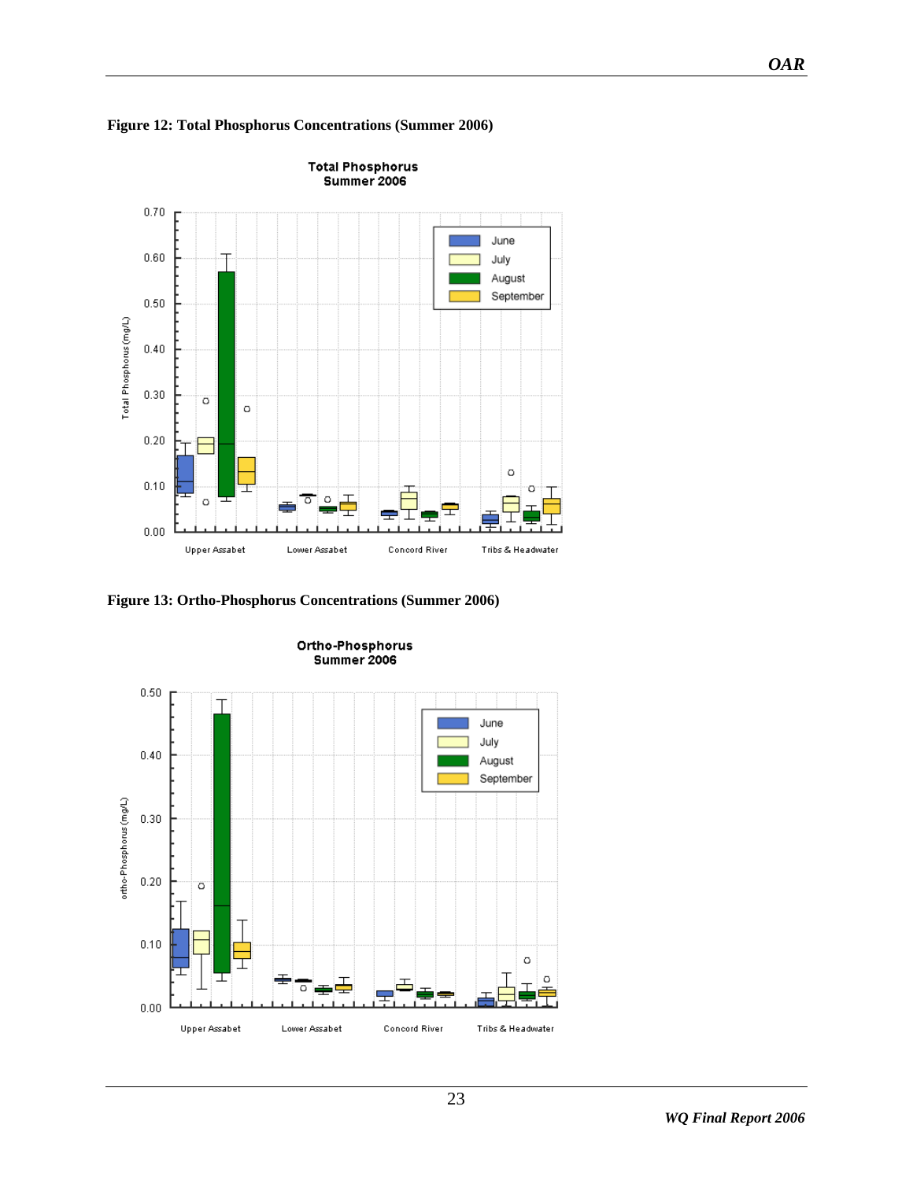**Figure 12: Total Phosphorus Concentrations (Summer 2006)**

**Figure 13: Ortho-Phosphorus Concentrations (Summer 2006)**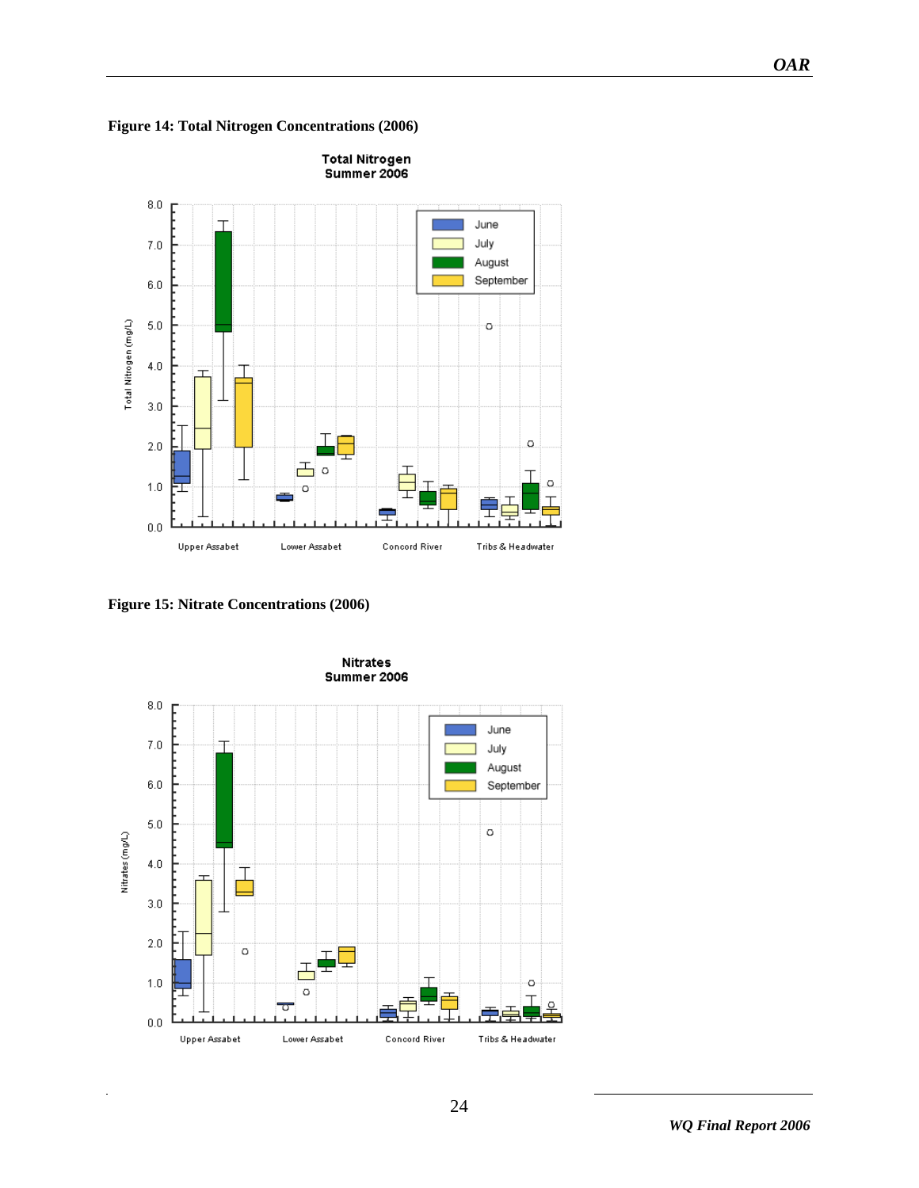**Figure 14: Total Nitrogen Concentrations (2006)**

**Figure 15: Nitrate Concentrations (2006)**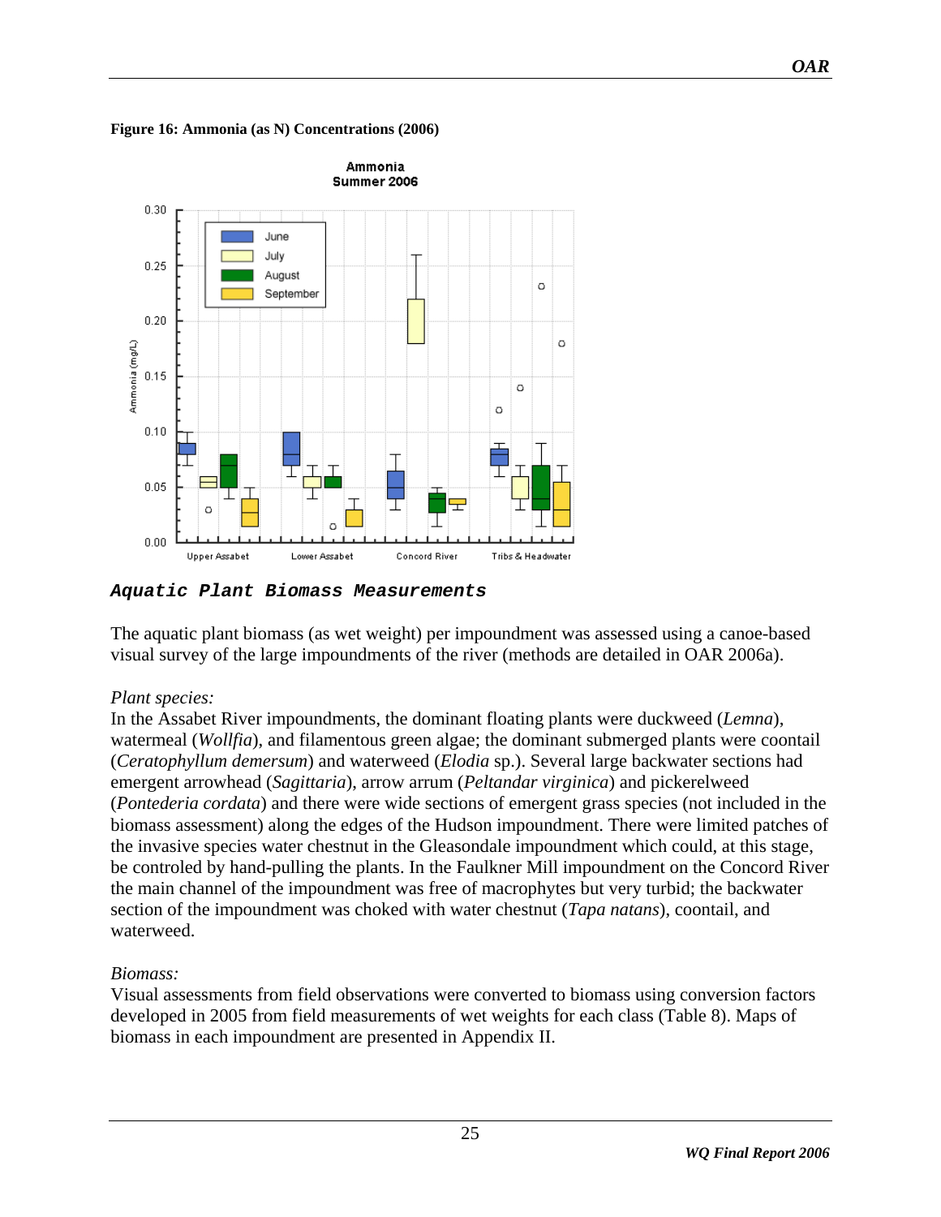**Figure 16: Ammonia (as N) Concentrations (2006)**

## *Aquatic Plant Biomass Measurements*

The aquatic plant biomass (as wet weight) per impoundment was assessed using a canoe-based visual survey of the large impoundments of the river (methods are detailed in OAR 2006a).

*Plant species:*
In the Assabet River impoundments, the dominant floating plants were duckweed (*Lemna*), watermeal (*Wollfia*), and filamentous green algae; the dominant submerged plants were coontail (*Ceratophyllum demersum*) and waterweed (*Elodia* sp.). Several large backwater sections had emergent arrowhead (*Sagittaria*), arrow arrum (*Peltandar virginica*) and pickerelweed (*Pontederia cordata*) and there were wide sections of emergent grass species (not included in the biomass assessment) along the edges of the Hudson impoundment. There were limited patches of the invasive species water chestnut in the Gleasondale impoundment which could, at this stage, be controled by hand-pulling the plants. In the Faulkner Mill impoundment on the Concord River the main channel of the impoundment was free of macrophytes but very turbid; the backwater section of the impoundment was choked with water chestnut (*Tapa natans*), coontail, and waterweed.

*Biomass:*
Visual assessments from field observations were converted to biomass using conversion factors developed in 2005 from field measurements of wet weights for each class (Table 8). Maps of biomass in each impoundment are presented in Appendix II.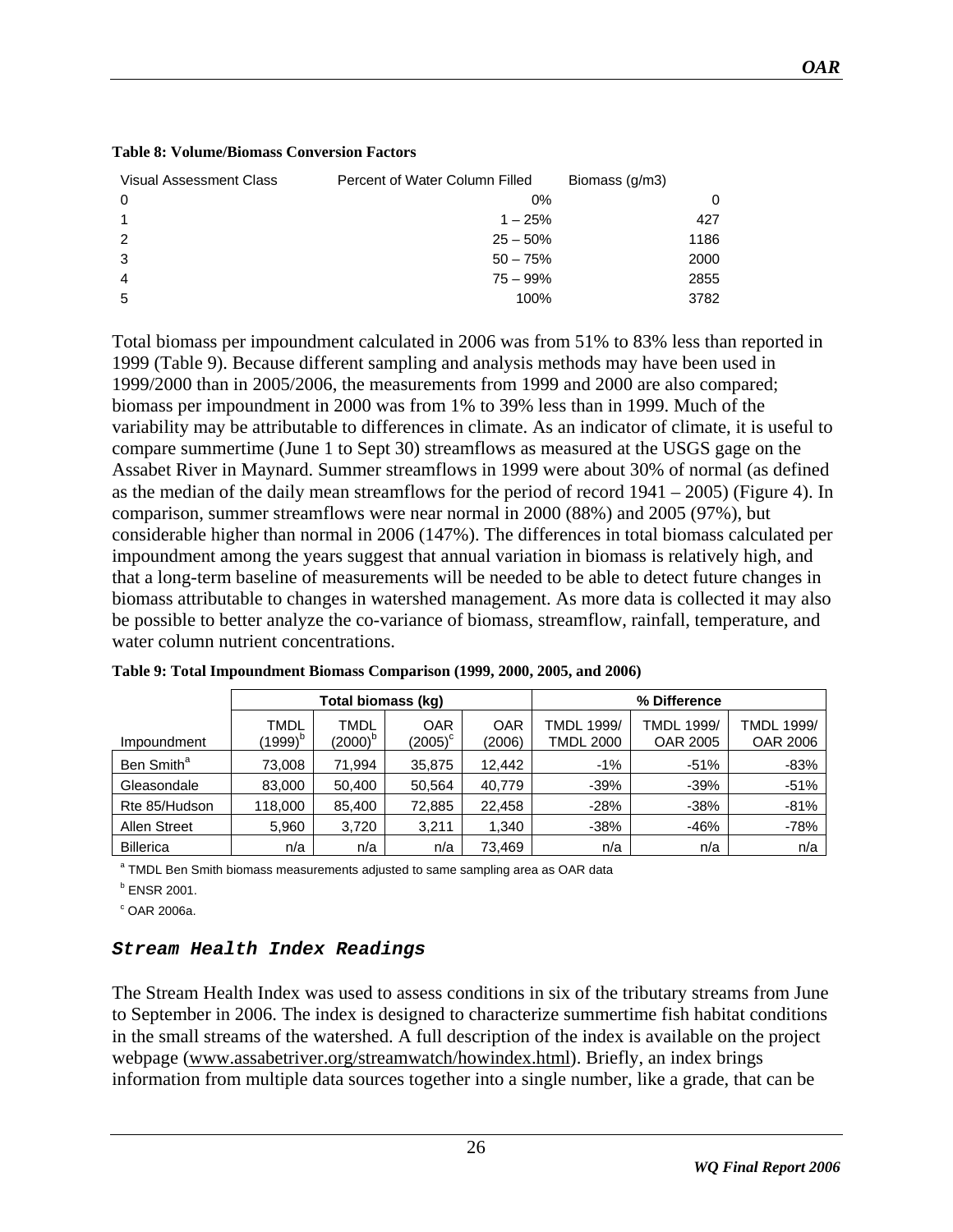**Table 8: Volume/Biomass Conversion Factors**

| Visual Assessment Class | Percent of Water Column Filled | Biomass (g/m3) |
| --- | --- | --- |
| 0 | 0% | 0 |
| 1 | 1 – 25% | 427 |
| 2 | 25 – 50% | 1186 |
| 3 | 50 – 75% | 2000 |
| 4 | 75 – 99% | 2855 |
| 5 | 100% | 3782 |

Total biomass per impoundment calculated in 2006 was from 51% to 83% less than reported in 1999 (Table 9). Because different sampling and analysis methods may have been used in 1999/2000 than in 2005/2006, the measurements from 1999 and 2000 are also compared; biomass per impoundment in 2000 was from 1% to 39% less than in 1999. Much of the variability may be attributable to differences in climate. As an indicator of climate, it is useful to compare summertime (June 1 to Sept 30) streamflows as measured at the USGS gage on the Assabet River in Maynard. Summer streamflows in 1999 were about 30% of normal (as defined as the median of the daily mean streamflows for the period of record 1941 – 2005) (Figure 4). In comparison, summer streamflows were near normal in 2000 (88%) and 2005 (97%), but considerable higher than normal in 2006 (147%). The differences in total biomass calculated per impoundment among the years suggest that annual variation in biomass is relatively high, and that a long-term baseline of measurements will be needed to be able to detect future changes in biomass attributable to changes in watershed management. As more data is collected it may also be possible to better analyze the co-variance of biomass, streamflow, rainfall, temperature, and water column nutrient concentrations.

**Table 9: Total Impoundment Biomass Comparison (1999, 2000, 2005, and 2006)**

| | Total biomass (kg) | | | | % Difference | | |
| --- | --- | --- | --- | --- | --- | --- | --- |
| Impoundment | TMDL (1999)[b] | TMDL (2000)[b] | OAR (2005)[c] | OAR (2006) | TMDL 1999/ TMDL 2000 | TMDL 1999/ OAR 2005 | TMDL 1999/ OAR 2006 |
| Ben Smith[a] | 73,008 | 71,994 | 35,875 | 12,442 | -1% | -51% | -83% |
| Gleasondale | 83,000 | 50,400 | 50,564 | 40,779 | -39% | -39% | -51% |
| Rte 85/Hudson | 118,000 | 85,400 | 72,885 | 22,458 | -28% | -38% | -81% |
| Allen Street | 5,960 | 3,720 | 3,211 | 1,340 | -38% | -46% | -78% |
| Billerica | n/a | n/a | n/a | 73,469 | n/a | n/a | n/a |

[a] TMDL Ben Smith biomass measurements adjusted to same sampling area as OAR data

[b] ENSR 2001.

[c] OAR 2006a.

### *Stream Health Index Readings*

The Stream Health Index was used to assess conditions in six of the tributary streams from June to September in 2006. The index is designed to characterize summertime fish habitat conditions in the small streams of the watershed. A full description of the index is available on the project webpage (www.assabetriver.org/streamwatch/howindex.html). Briefly, an index brings information from multiple data sources together into a single number, like a grade, that can be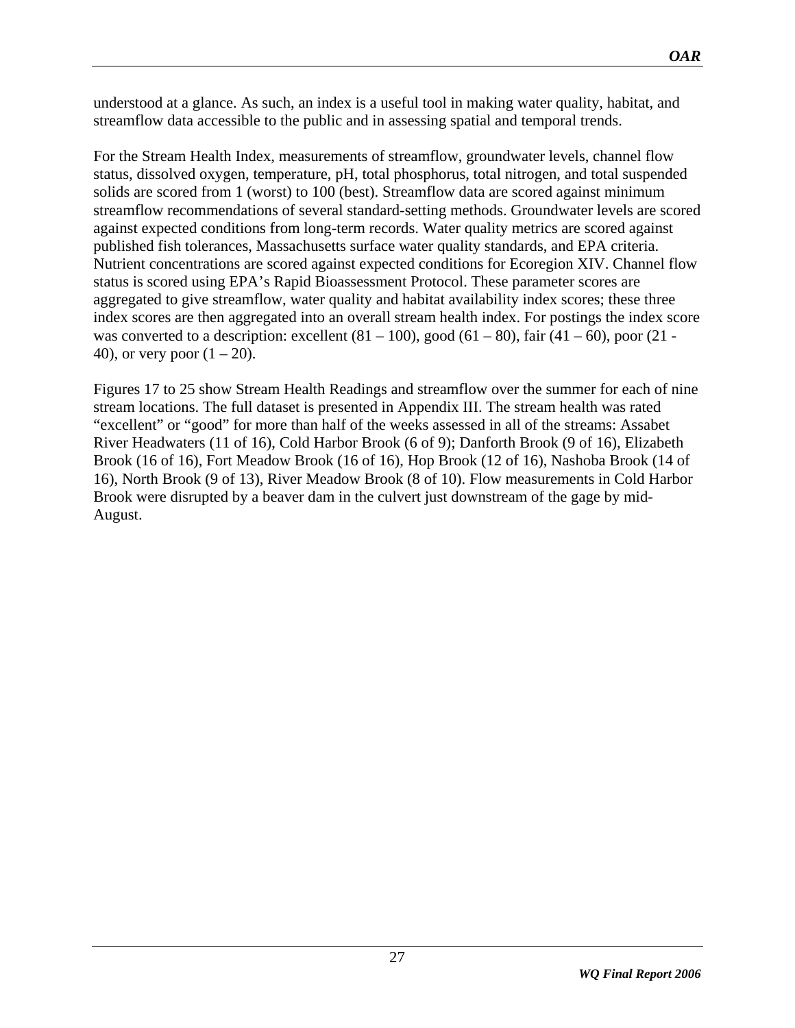understood at a glance. As such, an index is a useful tool in making water quality, habitat, and streamflow data accessible to the public and in assessing spatial and temporal trends.

For the Stream Health Index, measurements of streamflow, groundwater levels, channel flow status, dissolved oxygen, temperature, pH, total phosphorus, total nitrogen, and total suspended solids are scored from 1 (worst) to 100 (best). Streamflow data are scored against minimum streamflow recommendations of several standard-setting methods. Groundwater levels are scored against expected conditions from long-term records. Water quality metrics are scored against published fish tolerances, Massachusetts surface water quality standards, and EPA criteria. Nutrient concentrations are scored against expected conditions for Ecoregion XIV. Channel flow status is scored using EPA's Rapid Bioassessment Protocol. These parameter scores are aggregated to give streamflow, water quality and habitat availability index scores; these three index scores are then aggregated into an overall stream health index. For postings the index score was converted to a description: excellent (81 – 100), good (61 – 80), fair (41 – 60), poor (21 - 40), or very poor (1 – 20).

Figures 17 to 25 show Stream Health Readings and streamflow over the summer for each of nine stream locations. The full dataset is presented in Appendix III. The stream health was rated "excellent" or "good" for more than half of the weeks assessed in all of the streams: Assabet River Headwaters (11 of 16), Cold Harbor Brook (6 of 9); Danforth Brook (9 of 16), Elizabeth Brook (16 of 16), Fort Meadow Brook (16 of 16), Hop Brook (12 of 16), Nashoba Brook (14 of 16), North Brook (9 of 13), River Meadow Brook (8 of 10). Flow measurements in Cold Harbor Brook were disrupted by a beaver dam in the culvert just downstream of the gage by mid-August.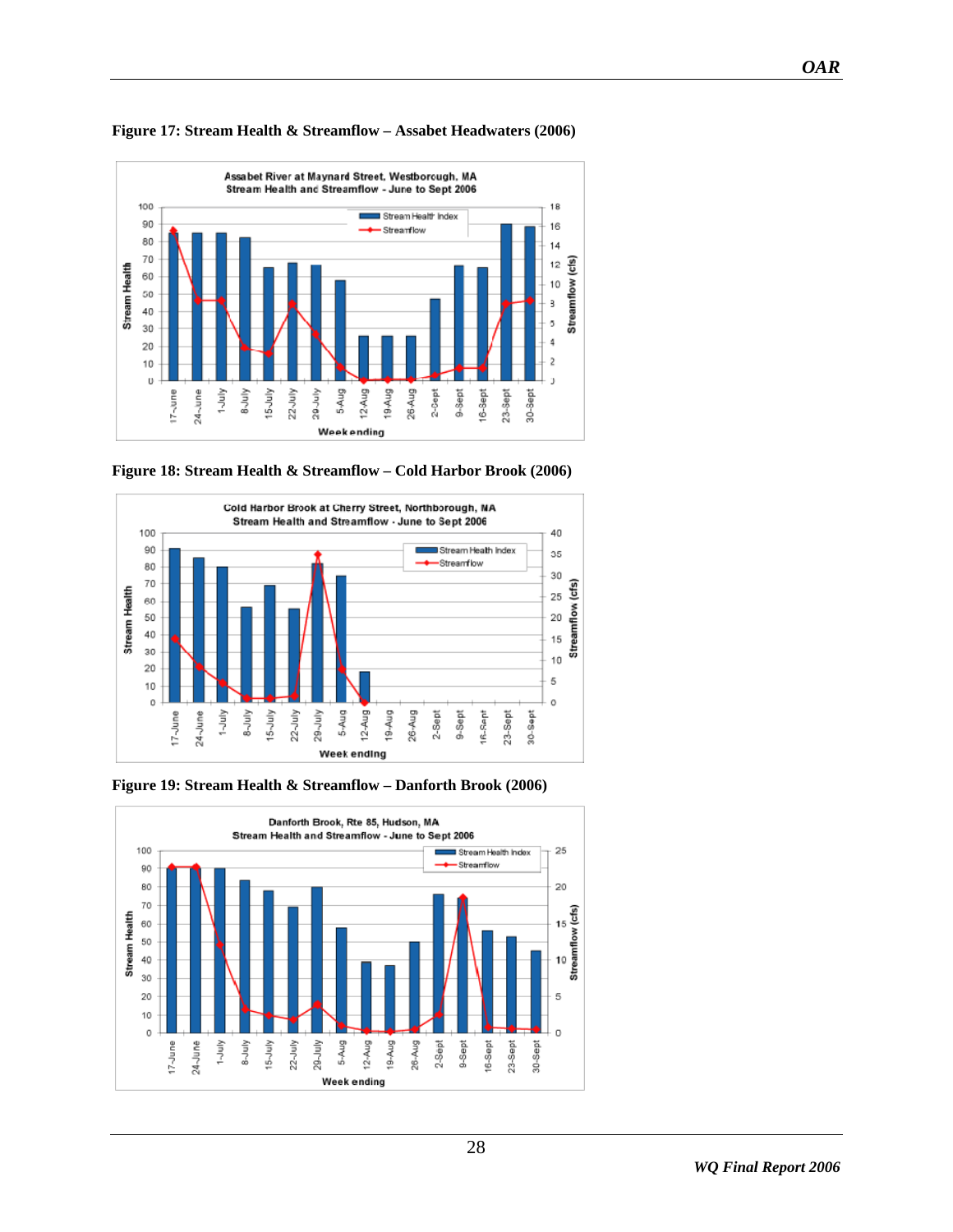**Figure 17: Stream Health & Streamflow – Assabet Headwaters (2006)**

**Figure 18: Stream Health & Streamflow – Cold Harbor Brook (2006)**

**Figure 19: Stream Health & Streamflow – Danforth Brook (2006)**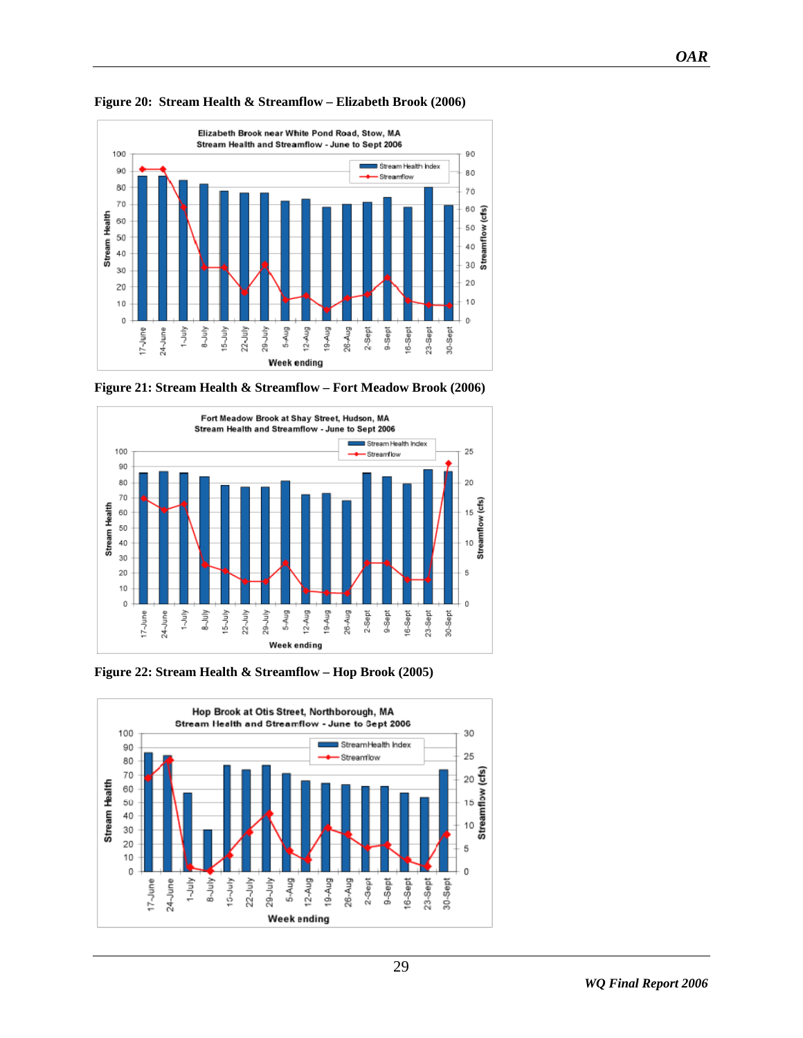**Figure 20: Stream Health & Streamflow – Elizabeth Brook (2006)**

**Figure 21: Stream Health & Streamflow – Fort Meadow Brook (2006)**

**Figure 22: Stream Health & Streamflow – Hop Brook (2005)**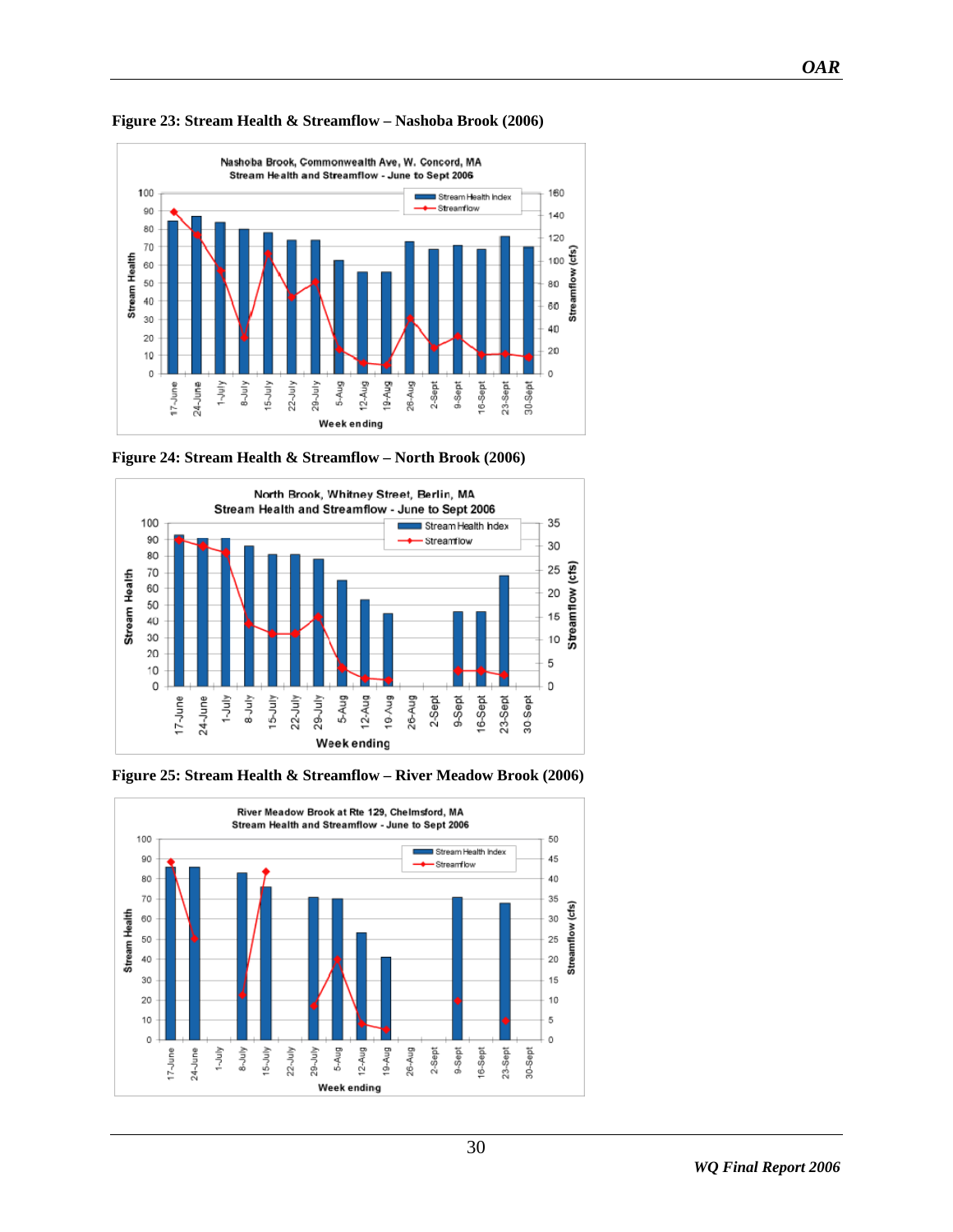**Figure 23: Stream Health & Streamflow – Nashoba Brook (2006)**

**Figure 24: Stream Health & Streamflow – North Brook (2006)**

**Figure 25: Stream Health & Streamflow – River Meadow Brook (2006)**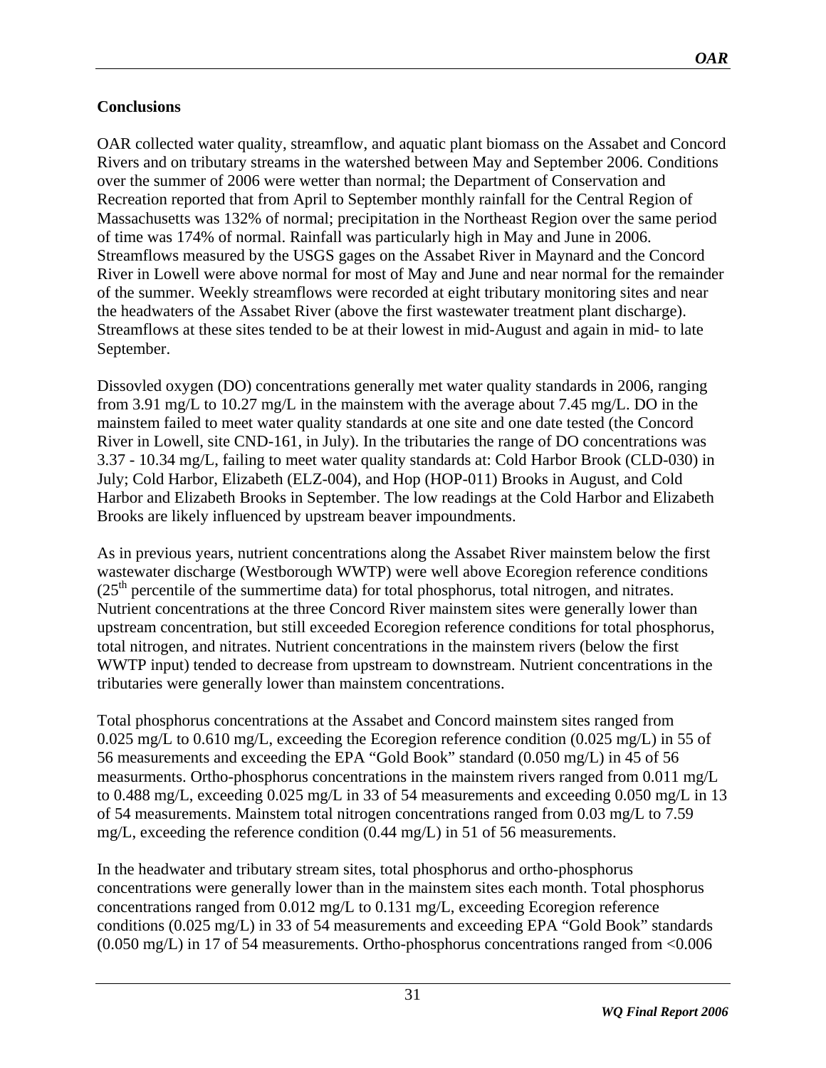## Conclusions

OAR collected water quality, streamflow, and aquatic plant biomass on the Assabet and Concord Rivers and on tributary streams in the watershed between May and September 2006. Conditions over the summer of 2006 were wetter than normal; the Department of Conservation and Recreation reported that from April to September monthly rainfall for the Central Region of Massachusetts was 132% of normal; precipitation in the Northeast Region over the same period of time was 174% of normal. Rainfall was particularly high in May and June in 2006. Streamflows measured by the USGS gages on the Assabet River in Maynard and the Concord River in Lowell were above normal for most of May and June and near normal for the remainder of the summer. Weekly streamflows were recorded at eight tributary monitoring sites and near the headwaters of the Assabet River (above the first wastewater treatment plant discharge). Streamflows at these sites tended to be at their lowest in mid-August and again in mid- to late September.

Dissovled oxygen (DO) concentrations generally met water quality standards in 2006, ranging from 3.91 mg/L to 10.27 mg/L in the mainstem with the average about 7.45 mg/L. DO in the mainstem failed to meet water quality standards at one site and one date tested (the Concord River in Lowell, site CND-161, in July). In the tributaries the range of DO concentrations was 3.37 - 10.34 mg/L, failing to meet water quality standards at: Cold Harbor Brook (CLD-030) in July; Cold Harbor, Elizabeth (ELZ-004), and Hop (HOP-011) Brooks in August, and Cold Harbor and Elizabeth Brooks in September. The low readings at the Cold Harbor and Elizabeth Brooks are likely influenced by upstream beaver impoundments.

As in previous years, nutrient concentrations along the Assabet River mainstem below the first wastewater discharge (Westborough WWTP) were well above Ecoregion reference conditions ($25^{th}$ percentile of the summertime data) for total phosphorus, total nitrogen, and nitrates. Nutrient concentrations at the three Concord River mainstem sites were generally lower than upstream concentration, but still exceeded Ecoregion reference conditions for total phosphorus, total nitrogen, and nitrates. Nutrient concentrations in the mainstem rivers (below the first WWTP input) tended to decrease from upstream to downstream. Nutrient concentrations in the tributaries were generally lower than mainstem concentrations.

Total phosphorus concentrations at the Assabet and Concord mainstem sites ranged from 0.025 mg/L to 0.610 mg/L, exceeding the Ecoregion reference condition (0.025 mg/L) in 55 of 56 measurements and exceeding the EPA "Gold Book" standard (0.050 mg/L) in 45 of 56 measurments. Ortho-phosphorus concentrations in the mainstem rivers ranged from 0.011 mg/L to 0.488 mg/L, exceeding 0.025 mg/L in 33 of 54 measurements and exceeding 0.050 mg/L in 13 of 54 measurements. Mainstem total nitrogen concentrations ranged from 0.03 mg/L to 7.59 mg/L, exceeding the reference condition (0.44 mg/L) in 51 of 56 measurements.

In the headwater and tributary stream sites, total phosphorus and ortho-phosphorus concentrations were generally lower than in the mainstem sites each month. Total phosphorus concentrations ranged from 0.012 mg/L to 0.131 mg/L, exceeding Ecoregion reference conditions (0.025 mg/L) in 33 of 54 measurements and exceeding EPA "Gold Book" standards (0.050 mg/L) in 17 of 54 measurements. Ortho-phosphorus concentrations ranged from <0.006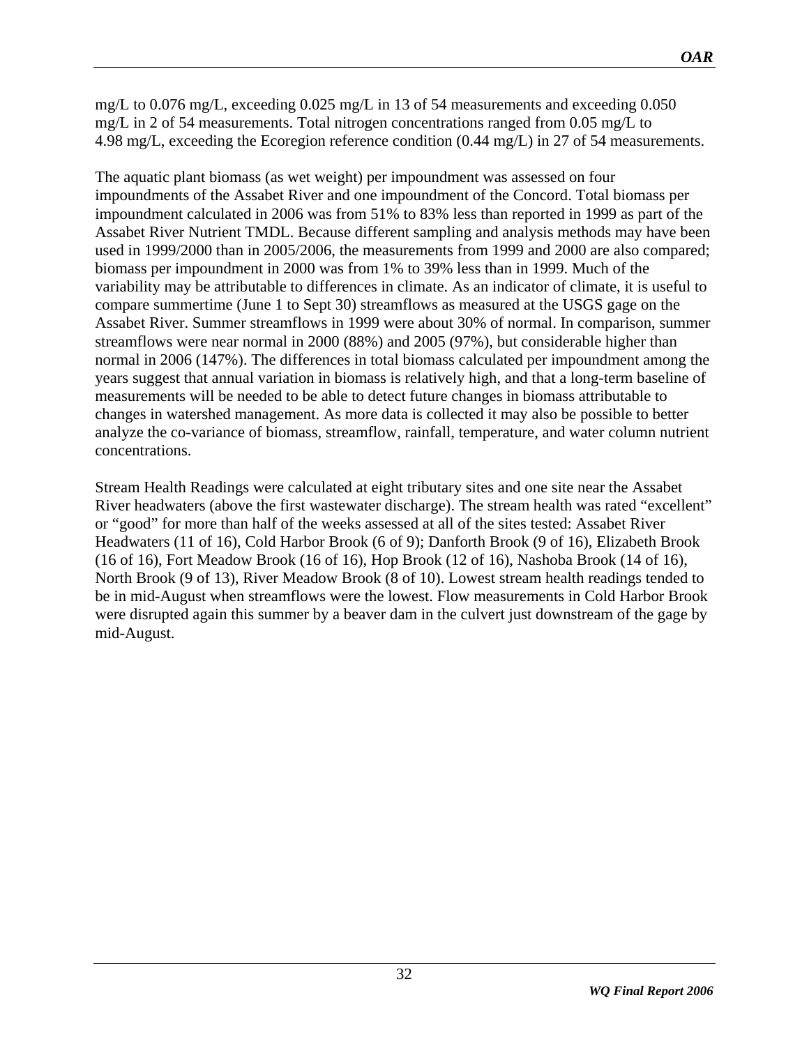mg/L to 0.076 mg/L, exceeding 0.025 mg/L in 13 of 54 measurements and exceeding 0.050 mg/L in 2 of 54 measurements. Total nitrogen concentrations ranged from 0.05 mg/L to 4.98 mg/L, exceeding the Ecoregion reference condition (0.44 mg/L) in 27 of 54 measurements.

The aquatic plant biomass (as wet weight) per impoundment was assessed on four impoundments of the Assabet River and one impoundment of the Concord. Total biomass per impoundment calculated in 2006 was from 51% to 83% less than reported in 1999 as part of the Assabet River Nutrient TMDL. Because different sampling and analysis methods may have been used in 1999/2000 than in 2005/2006, the measurements from 1999 and 2000 are also compared; biomass per impoundment in 2000 was from 1% to 39% less than in 1999. Much of the variability may be attributable to differences in climate. As an indicator of climate, it is useful to compare summertime (June 1 to Sept 30) streamflows as measured at the USGS gage on the Assabet River. Summer streamflows in 1999 were about 30% of normal. In comparison, summer streamflows were near normal in 2000 (88%) and 2005 (97%), but considerable higher than normal in 2006 (147%). The differences in total biomass calculated per impoundment among the years suggest that annual variation in biomass is relatively high, and that a long-term baseline of measurements will be needed to be able to detect future changes in biomass attributable to changes in watershed management. As more data is collected it may also be possible to better analyze the co-variance of biomass, streamflow, rainfall, temperature, and water column nutrient concentrations.

Stream Health Readings were calculated at eight tributary sites and one site near the Assabet River headwaters (above the first wastewater discharge). The stream health was rated "excellent" or "good" for more than half of the weeks assessed at all of the sites tested: Assabet River Headwaters (11 of 16), Cold Harbor Brook (6 of 9); Danforth Brook (9 of 16), Elizabeth Brook (16 of 16), Fort Meadow Brook (16 of 16), Hop Brook (12 of 16), Nashoba Brook (14 of 16), North Brook (9 of 13), River Meadow Brook (8 of 10). Lowest stream health readings tended to be in mid-August when streamflows were the lowest. Flow measurements in Cold Harbor Brook were disrupted again this summer by a beaver dam in the culvert just downstream of the gage by mid-August.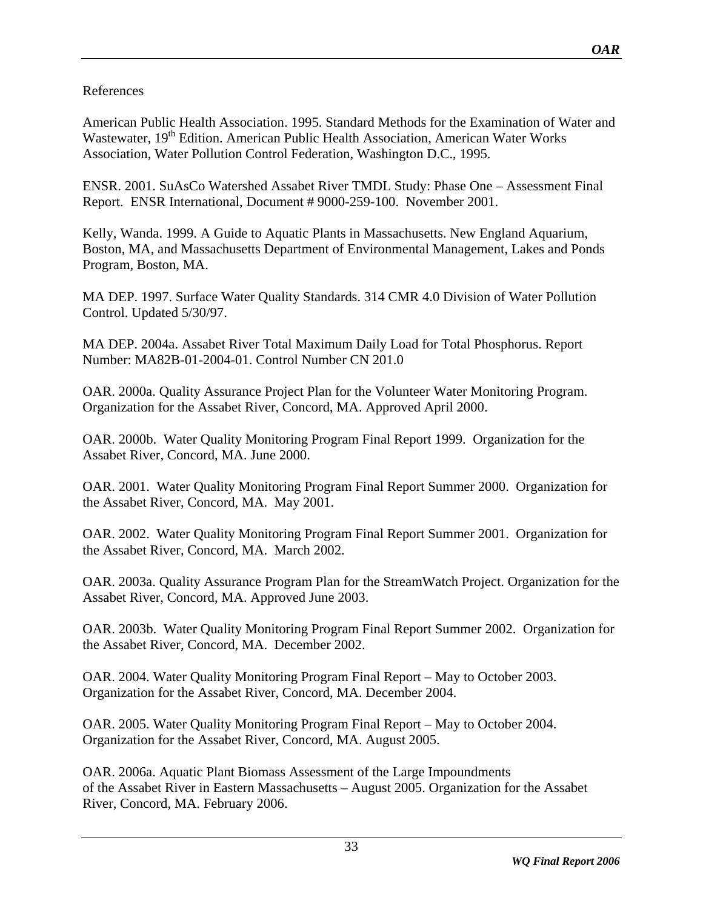References

American Public Health Association. 1995. Standard Methods for the Examination of Water and Wastewater, 19th Edition. American Public Health Association, American Water Works Association, Water Pollution Control Federation, Washington D.C., 1995.

ENSR. 2001. SuAsCo Watershed Assabet River TMDL Study: Phase One – Assessment Final Report. ENSR International, Document # 9000-259-100. November 2001.

Kelly, Wanda. 1999. A Guide to Aquatic Plants in Massachusetts. New England Aquarium, Boston, MA, and Massachusetts Department of Environmental Management, Lakes and Ponds Program, Boston, MA.

MA DEP. 1997. Surface Water Quality Standards. 314 CMR 4.0 Division of Water Pollution Control. Updated 5/30/97.

MA DEP. 2004a. Assabet River Total Maximum Daily Load for Total Phosphorus. Report Number: MA82B-01-2004-01. Control Number CN 201.0

OAR. 2000a. Quality Assurance Project Plan for the Volunteer Water Monitoring Program. Organization for the Assabet River, Concord, MA. Approved April 2000.

OAR. 2000b. Water Quality Monitoring Program Final Report 1999. Organization for the Assabet River, Concord, MA. June 2000.

OAR. 2001. Water Quality Monitoring Program Final Report Summer 2000. Organization for the Assabet River, Concord, MA. May 2001.

OAR. 2002. Water Quality Monitoring Program Final Report Summer 2001. Organization for the Assabet River, Concord, MA. March 2002.

OAR. 2003a. Quality Assurance Program Plan for the StreamWatch Project. Organization for the Assabet River, Concord, MA. Approved June 2003.

OAR. 2003b. Water Quality Monitoring Program Final Report Summer 2002. Organization for the Assabet River, Concord, MA. December 2002.

OAR. 2004. Water Quality Monitoring Program Final Report – May to October 2003. Organization for the Assabet River, Concord, MA. December 2004.

OAR. 2005. Water Quality Monitoring Program Final Report – May to October 2004. Organization for the Assabet River, Concord, MA. August 2005.

OAR. 2006a. Aquatic Plant Biomass Assessment of the Large Impoundments of the Assabet River in Eastern Massachusetts – August 2005. Organization for the Assabet River, Concord, MA. February 2006.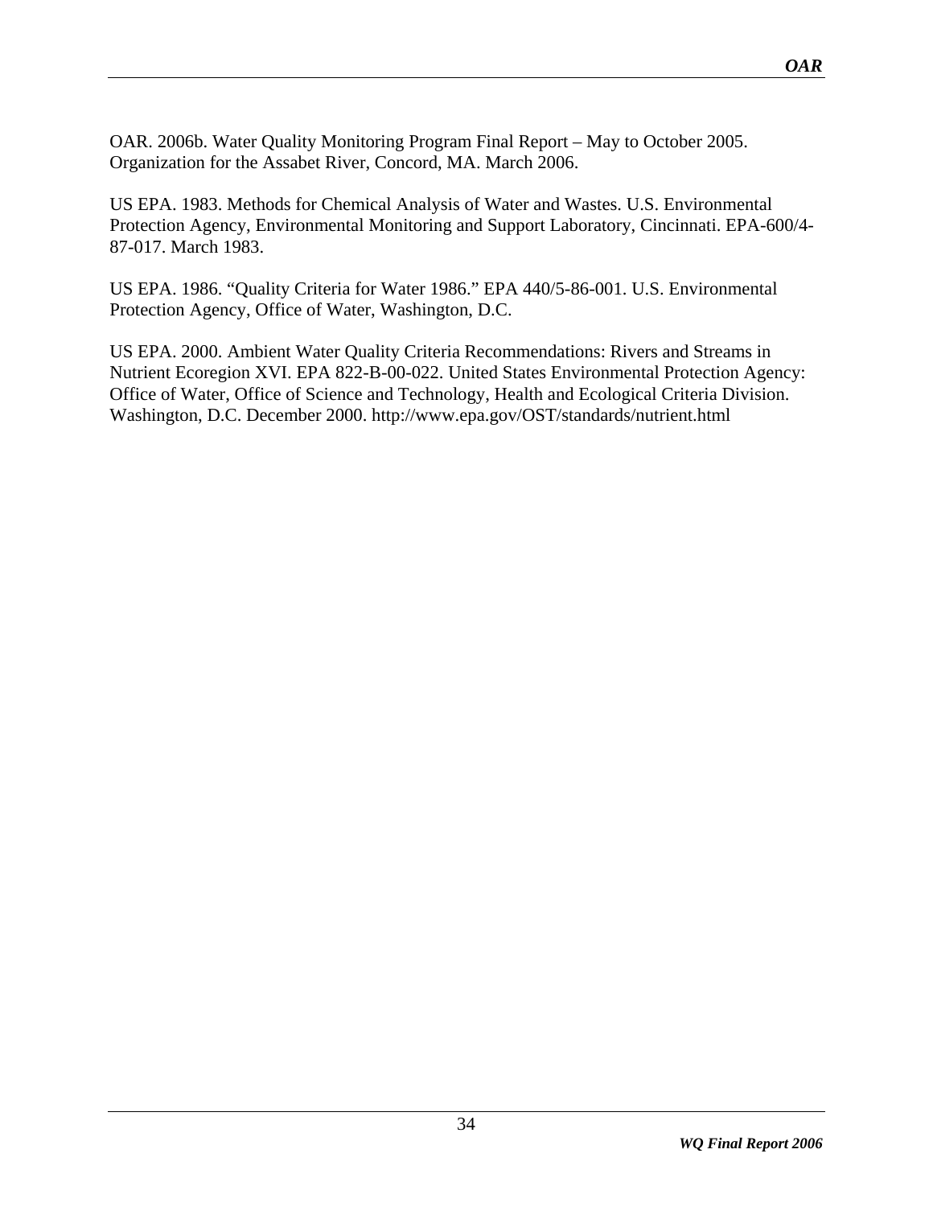OAR. 2006b. Water Quality Monitoring Program Final Report – May to October 2005. Organization for the Assabet River, Concord, MA. March 2006.

US EPA. 1983. Methods for Chemical Analysis of Water and Wastes. U.S. Environmental Protection Agency, Environmental Monitoring and Support Laboratory, Cincinnati. EPA-600/4-87-017. March 1983.

US EPA. 1986. "Quality Criteria for Water 1986." EPA 440/5-86-001. U.S. Environmental Protection Agency, Office of Water, Washington, D.C.

US EPA. 2000. Ambient Water Quality Criteria Recommendations: Rivers and Streams in Nutrient Ecoregion XVI. EPA 822-B-00-022. United States Environmental Protection Agency: Office of Water, Office of Science and Technology, Health and Ecological Criteria Division. Washington, D.C. December 2000. http://www.epa.gov/OST/standards/nutrient.html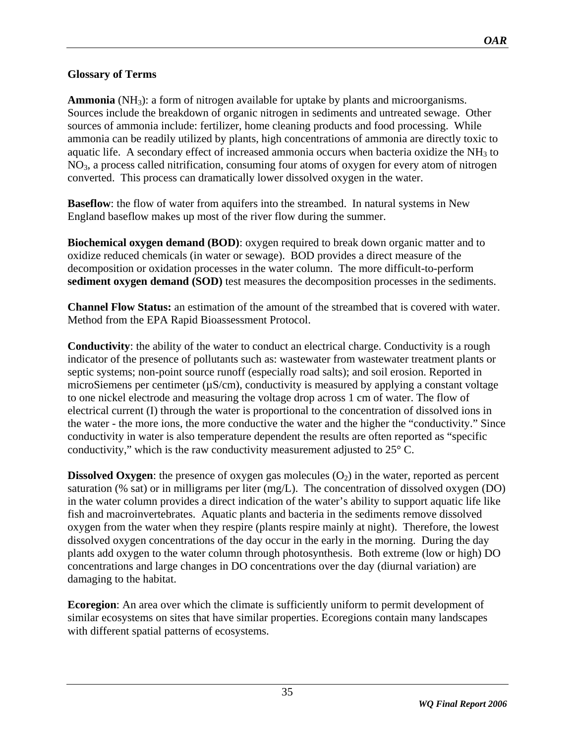## Glossary of Terms

**Ammonia** ($NH_3$): a form of nitrogen available for uptake by plants and microorganisms. Sources include the breakdown of organic nitrogen in sediments and untreated sewage. Other sources of ammonia include: fertilizer, home cleaning products and food processing. While ammonia can be readily utilized by plants, high concentrations of ammonia are directly toxic to aquatic life. A secondary effect of increased ammonia occurs when bacteria oxidize the $NH_3$ to $NO_3$, a process called nitrification, consuming four atoms of oxygen for every atom of nitrogen converted. This process can dramatically lower dissolved oxygen in the water.

**Baseflow**: the flow of water from aquifers into the streambed. In natural systems in New England baseflow makes up most of the river flow during the summer.

**Biochemical oxygen demand (BOD)**: oxygen required to break down organic matter and to oxidize reduced chemicals (in water or sewage). BOD provides a direct measure of the decomposition or oxidation processes in the water column. The more difficult-to-perform **sediment oxygen demand (SOD)** test measures the decomposition processes in the sediments.

**Channel Flow Status:** an estimation of the amount of the streambed that is covered with water. Method from the EPA Rapid Bioassessment Protocol.

**Conductivity**: the ability of the water to conduct an electrical charge. Conductivity is a rough indicator of the presence of pollutants such as: wastewater from wastewater treatment plants or septic systems; non-point source runoff (especially road salts); and soil erosion. Reported in microSiemens per centimeter (µS/cm), conductivity is measured by applying a constant voltage to one nickel electrode and measuring the voltage drop across 1 cm of water. The flow of electrical current (I) through the water is proportional to the concentration of dissolved ions in the water - the more ions, the more conductive the water and the higher the "conductivity." Since conductivity in water is also temperature dependent the results are often reported as "specific conductivity," which is the raw conductivity measurement adjusted to 25° C.

**Dissolved Oxygen**: the presence of oxygen gas molecules ($O_2$) in the water, reported as percent saturation (% sat) or in milligrams per liter (mg/L). The concentration of dissolved oxygen (DO) in the water column provides a direct indication of the water's ability to support aquatic life like fish and macroinvertebrates. Aquatic plants and bacteria in the sediments remove dissolved oxygen from the water when they respire (plants respire mainly at night). Therefore, the lowest dissolved oxygen concentrations of the day occur in the early in the morning. During the day plants add oxygen to the water column through photosynthesis. Both extreme (low or high) DO concentrations and large changes in DO concentrations over the day (diurnal variation) are damaging to the habitat.

**Ecoregion**: An area over which the climate is sufficiently uniform to permit development of similar ecosystems on sites that have similar properties. Ecoregions contain many landscapes with different spatial patterns of ecosystems.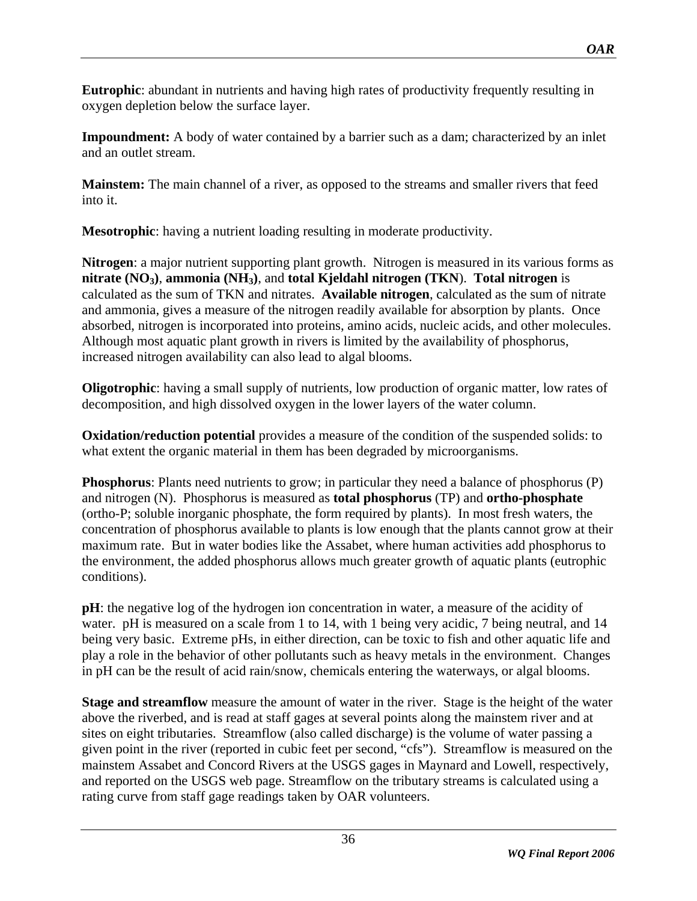**Eutrophic**: abundant in nutrients and having high rates of productivity frequently resulting in oxygen depletion below the surface layer.

**Impoundment:** A body of water contained by a barrier such as a dam; characterized by an inlet and an outlet stream.

**Mainstem:** The main channel of a river, as opposed to the streams and smaller rivers that feed into it.

**Mesotrophic**: having a nutrient loading resulting in moderate productivity.

**Nitrogen**: a major nutrient supporting plant growth. Nitrogen is measured in its various forms as **nitrate ($NO_3$)**, **ammonia ($NH_3$)**, and **total Kjeldahl nitrogen (TKN**). **Total nitrogen** is calculated as the sum of TKN and nitrates. **Available nitrogen**, calculated as the sum of nitrate and ammonia, gives a measure of the nitrogen readily available for absorption by plants. Once absorbed, nitrogen is incorporated into proteins, amino acids, nucleic acids, and other molecules. Although most aquatic plant growth in rivers is limited by the availability of phosphorus, increased nitrogen availability can also lead to algal blooms.

**Oligotrophic**: having a small supply of nutrients, low production of organic matter, low rates of decomposition, and high dissolved oxygen in the lower layers of the water column.

**Oxidation/reduction potential** provides a measure of the condition of the suspended solids: to what extent the organic material in them has been degraded by microorganisms.

**Phosphorus**: Plants need nutrients to grow; in particular they need a balance of phosphorus (P) and nitrogen (N). Phosphorus is measured as **total phosphorus** (TP) and **ortho-phosphate** (ortho-P; soluble inorganic phosphate, the form required by plants). In most fresh waters, the concentration of phosphorus available to plants is low enough that the plants cannot grow at their maximum rate. But in water bodies like the Assabet, where human activities add phosphorus to the environment, the added phosphorus allows much greater growth of aquatic plants (eutrophic conditions).

**pH**: the negative log of the hydrogen ion concentration in water, a measure of the acidity of water. pH is measured on a scale from 1 to 14, with 1 being very acidic, 7 being neutral, and 14 being very basic. Extreme pHs, in either direction, can be toxic to fish and other aquatic life and play a role in the behavior of other pollutants such as heavy metals in the environment. Changes in pH can be the result of acid rain/snow, chemicals entering the waterways, or algal blooms.

**Stage and streamflow** measure the amount of water in the river. Stage is the height of the water above the riverbed, and is read at staff gages at several points along the mainstem river and at sites on eight tributaries. Streamflow (also called discharge) is the volume of water passing a given point in the river (reported in cubic feet per second, "cfs"). Streamflow is measured on the mainstem Assabet and Concord Rivers at the USGS gages in Maynard and Lowell, respectively, and reported on the USGS web page. Streamflow on the tributary streams is calculated using a rating curve from staff gage readings taken by OAR volunteers.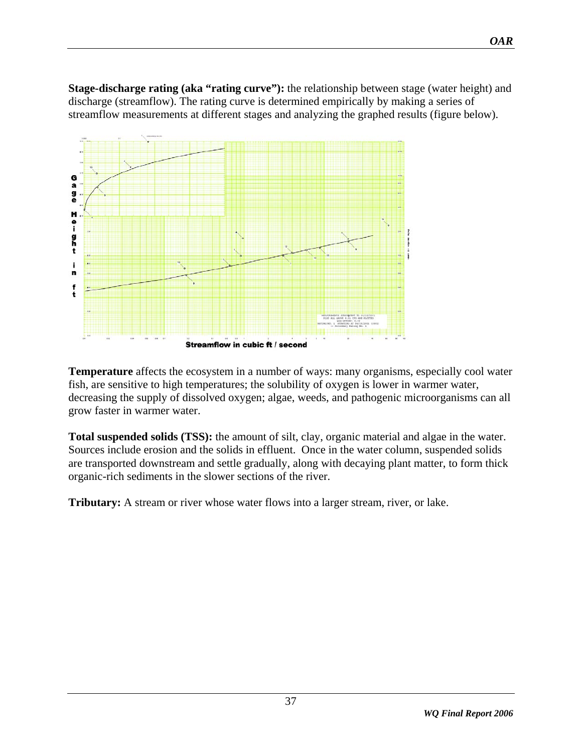**Stage-discharge rating (aka "rating curve"):** the relationship between stage (water height) and discharge (streamflow). The rating curve is determined empirically by making a series of streamflow measurements at different stages and analyzing the graphed results (figure below).

**Temperature** affects the ecosystem in a number of ways: many organisms, especially cool water fish, are sensitive to high temperatures; the solubility of oxygen is lower in warmer water, decreasing the supply of dissolved oxygen; algae, weeds, and pathogenic microorganisms can all grow faster in warmer water.

**Total suspended solids (TSS):** the amount of silt, clay, organic material and algae in the water. Sources include erosion and the solids in effluent. Once in the water column, suspended solids are transported downstream and settle gradually, along with decaying plant matter, to form thick organic-rich sediments in the slower sections of the river.

**Tributary:** A stream or river whose water flows into a larger stream, river, or lake.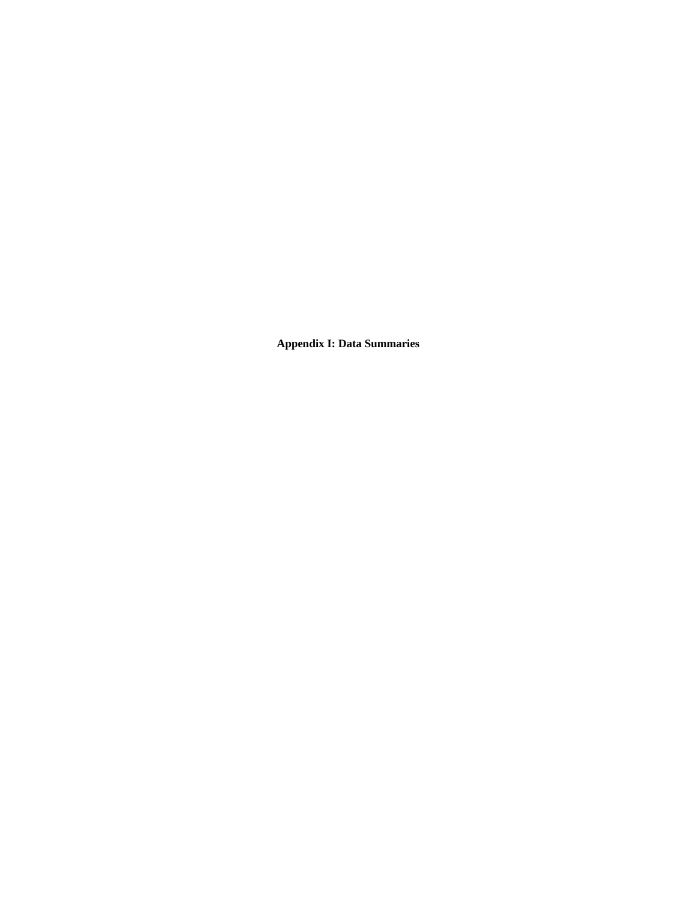# Appendix I: Data Summaries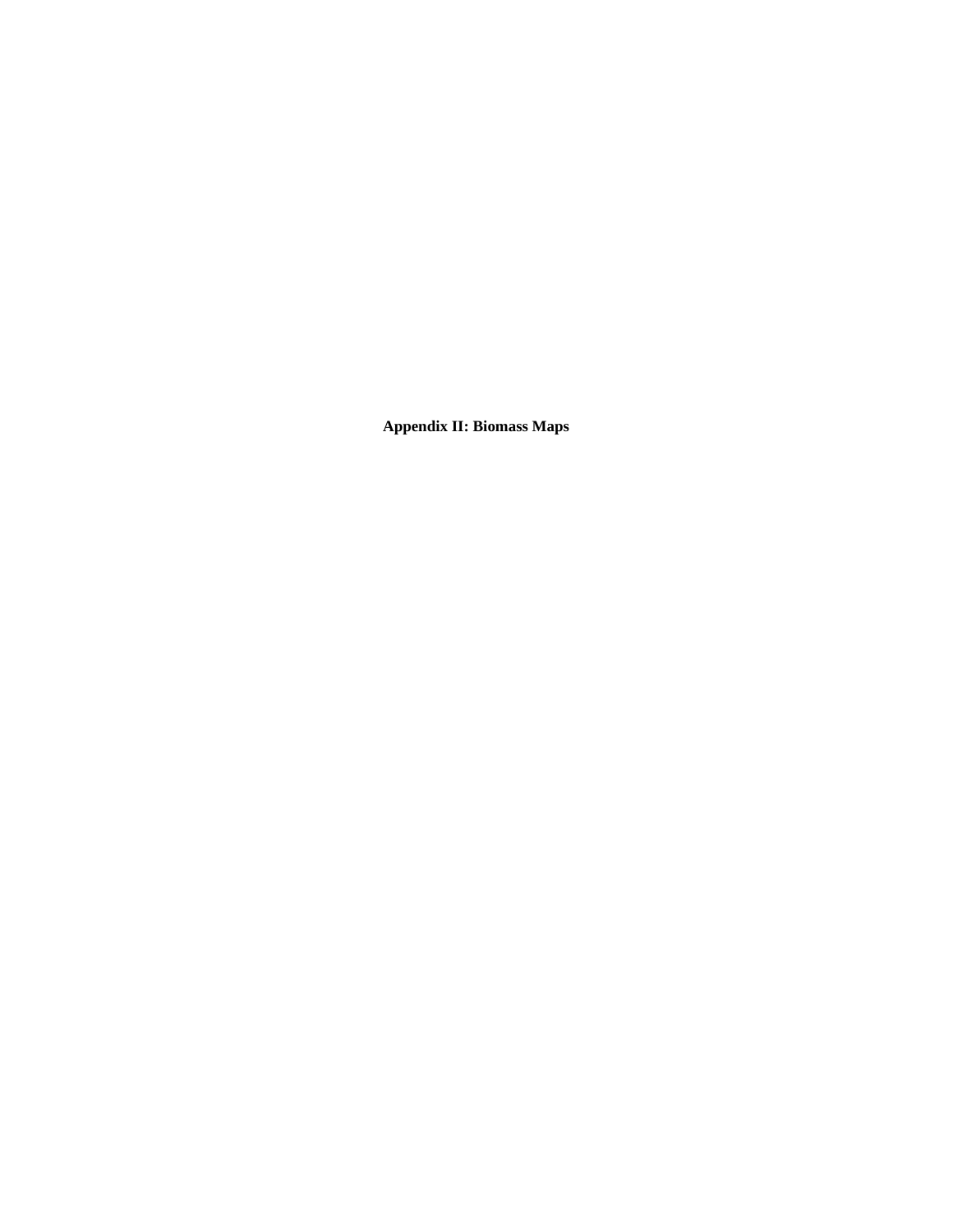# Appendix II: Biomass Maps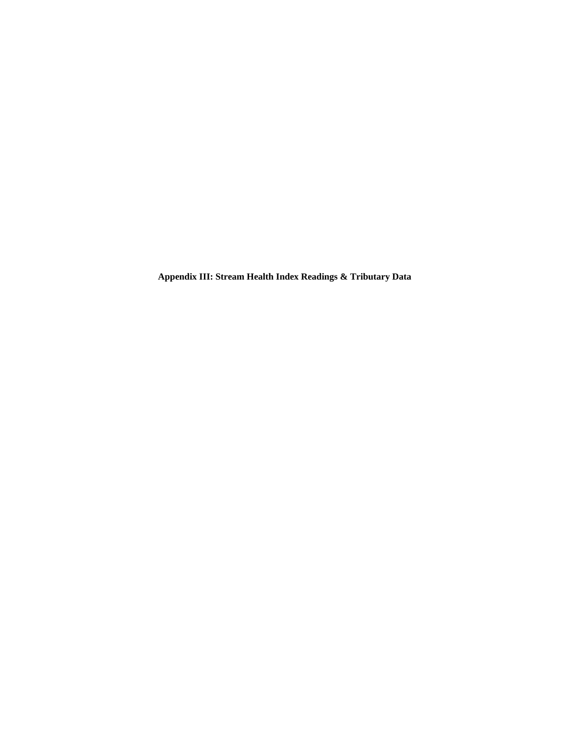**Appendix III: Stream Health Index Readings & Tributary Data**